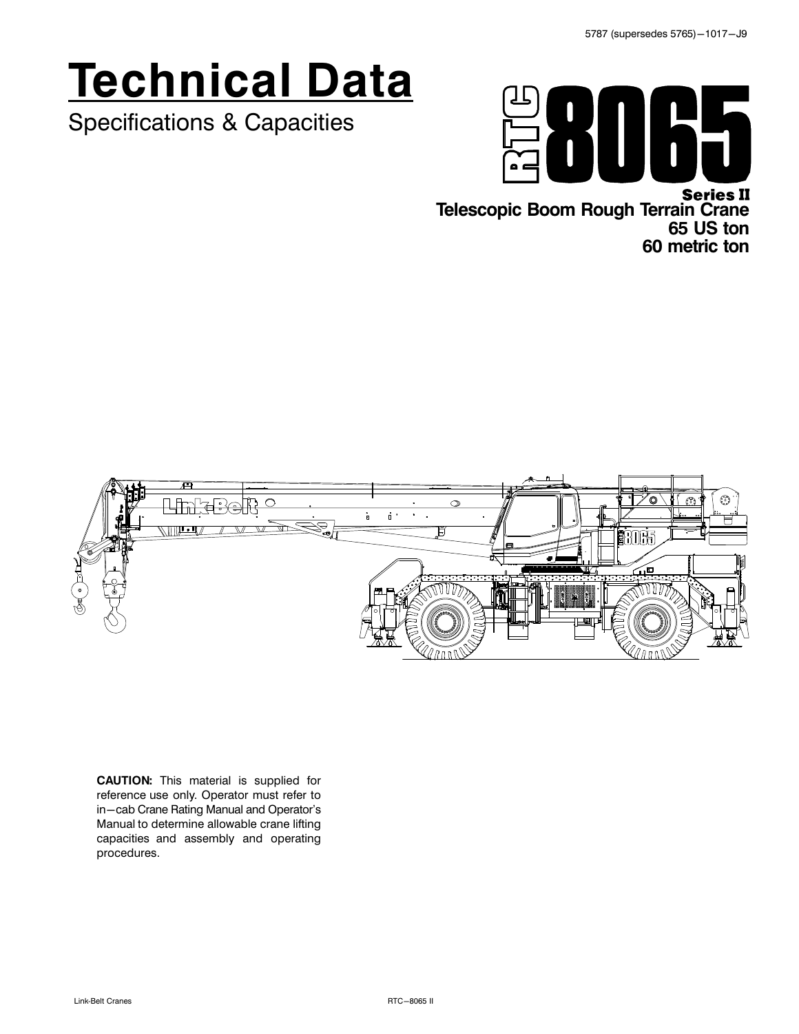5787 (supersedes 5765)—1017—J9

# Technical Data

Specifications & Capacities

# RTC 8065

**Series II**
**Telescopic Boom Rough Terrain Crane**
**65 US ton**
**60 metric ton**

**CAUTION:** This material is supplied for reference use only. Operator must refer to in—cab Crane Rating Manual and Operator's Manual to determine allowable crane lifting capacities and assembly and operating procedures.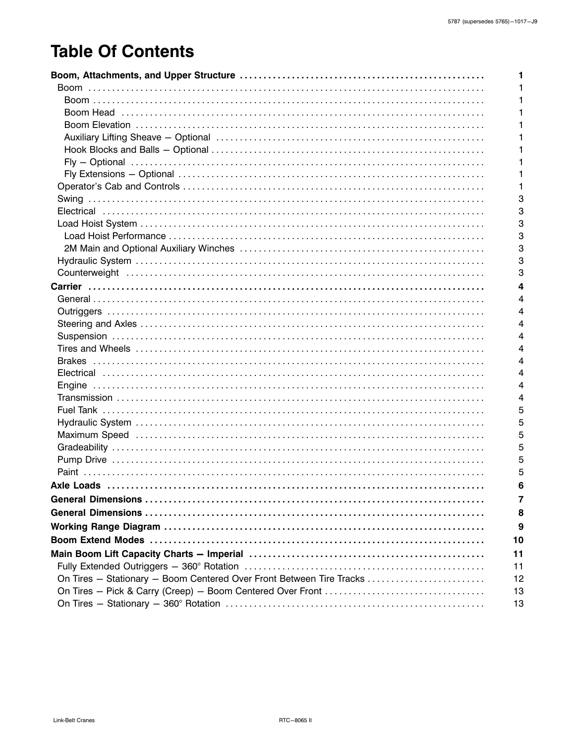# Table Of Contents

| Section | Page |
|---|---|
| **Boom, Attachments, and Upper Structure** | **1** |
| Boom | 1 |
| Boom | 1 |
| Boom Head | 1 |
| Boom Elevation | 1 |
| Auxiliary Lifting Sheave — Optional | 1 |
| Hook Blocks and Balls — Optional | 1 |
| Fly — Optional | 1 |
| Fly Extensions — Optional | 1 |
| Operator's Cab and Controls | 1 |
| Swing | 3 |
| Electrical | 3 |
| Load Hoist System | 3 |
| Load Hoist Performance | 3 |
| 2M Main and Optional Auxiliary Winches | 3 |
| Hydraulic System | 3 |
| Counterweight | 3 |
| **Carrier** | **4** |
| General | 4 |
| Outriggers | 4 |
| Steering and Axles | 4 |
| Suspension | 4 |
| Tires and Wheels | 4 |
| Brakes | 4 |
| Electrical | 4 |
| Engine | 4 |
| Transmission | 4 |
| Fuel Tank | 5 |
| Hydraulic System | 5 |
| Maximum Speed | 5 |
| Gradeability | 5 |
| Pump Drive | 5 |
| Paint | 5 |
| **Axle Loads** | **6** |
| **General Dimensions** | **7** |
| **General Dimensions** | **8** |
| **Working Range Diagram** | **9** |
| **Boom Extend Modes** | **10** |
| **Main Boom Lift Capacity Charts — Imperial** | **11** |
| Fully Extended Outriggers — 360° Rotation | 11 |
| On Tires — Stationary — Boom Centered Over Front Between Tire Tracks | 12 |
| On Tires — Pick & Carry (Creep) — Boom Centered Over Front | 13 |
| On Tires — Stationary — 360° Rotation | 13 |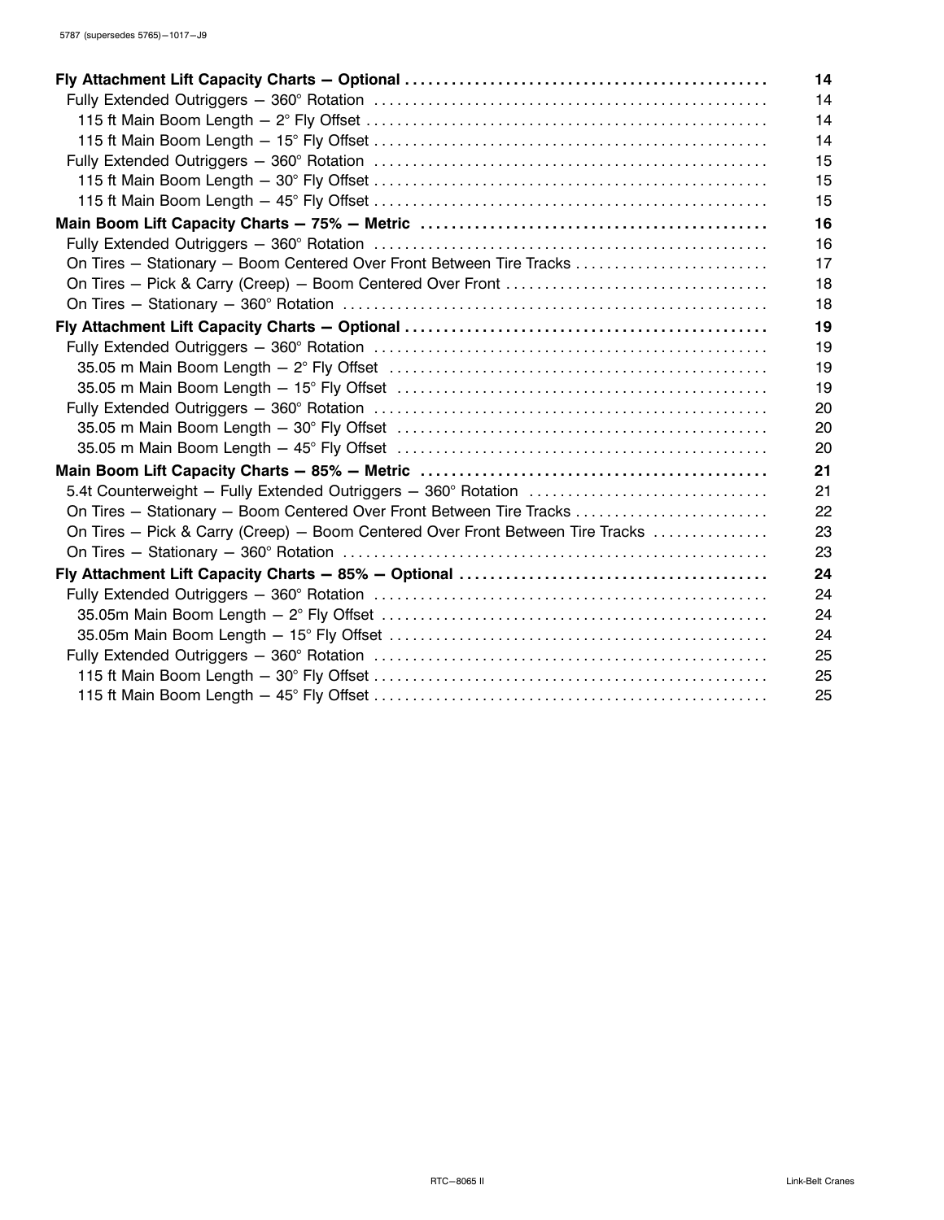| | |
|---|---|
| **Fly Attachment Lift Capacity Charts — Optional** | **14** |
| Fully Extended Outriggers — 360° Rotation | 14 |
| 115 ft Main Boom Length — 2° Fly Offset | 14 |
| 115 ft Main Boom Length — 15° Fly Offset | 14 |
| Fully Extended Outriggers — 360° Rotation | 15 |
| 115 ft Main Boom Length — 30° Fly Offset | 15 |
| 115 ft Main Boom Length — 45° Fly Offset | 15 |
| **Main Boom Lift Capacity Charts — 75% — Metric** | **16** |
| Fully Extended Outriggers — 360° Rotation | 16 |
| On Tires — Stationary — Boom Centered Over Front Between Tire Tracks | 17 |
| On Tires — Pick & Carry (Creep) — Boom Centered Over Front | 18 |
| On Tires — Stationary — 360° Rotation | 18 |
| **Fly Attachment Lift Capacity Charts — Optional** | **19** |
| Fully Extended Outriggers — 360° Rotation | 19 |
| 35.05 m Main Boom Length — 2° Fly Offset | 19 |
| 35.05 m Main Boom Length — 15° Fly Offset | 19 |
| Fully Extended Outriggers — 360° Rotation | 20 |
| 35.05 m Main Boom Length — 30° Fly Offset | 20 |
| 35.05 m Main Boom Length — 45° Fly Offset | 20 |
| **Main Boom Lift Capacity Charts — 85% — Metric** | **21** |
| 5.4t Counterweight — Fully Extended Outriggers — 360° Rotation | 21 |
| On Tires — Stationary — Boom Centered Over Front Between Tire Tracks | 22 |
| On Tires — Pick & Carry (Creep) — Boom Centered Over Front Between Tire Tracks | 23 |
| On Tires — Stationary — 360° Rotation | 23 |
| **Fly Attachment Lift Capacity Charts — 85% — Optional** | **24** |
| Fully Extended Outriggers — 360° Rotation | 24 |
| 35.05m Main Boom Length — 2° Fly Offset | 24 |
| 35.05m Main Boom Length — 15° Fly Offset | 24 |
| Fully Extended Outriggers — 360° Rotation | 25 |
| 115 ft Main Boom Length — 30° Fly Offset | 25 |
| 115 ft Main Boom Length — 45° Fly Offset | 25 |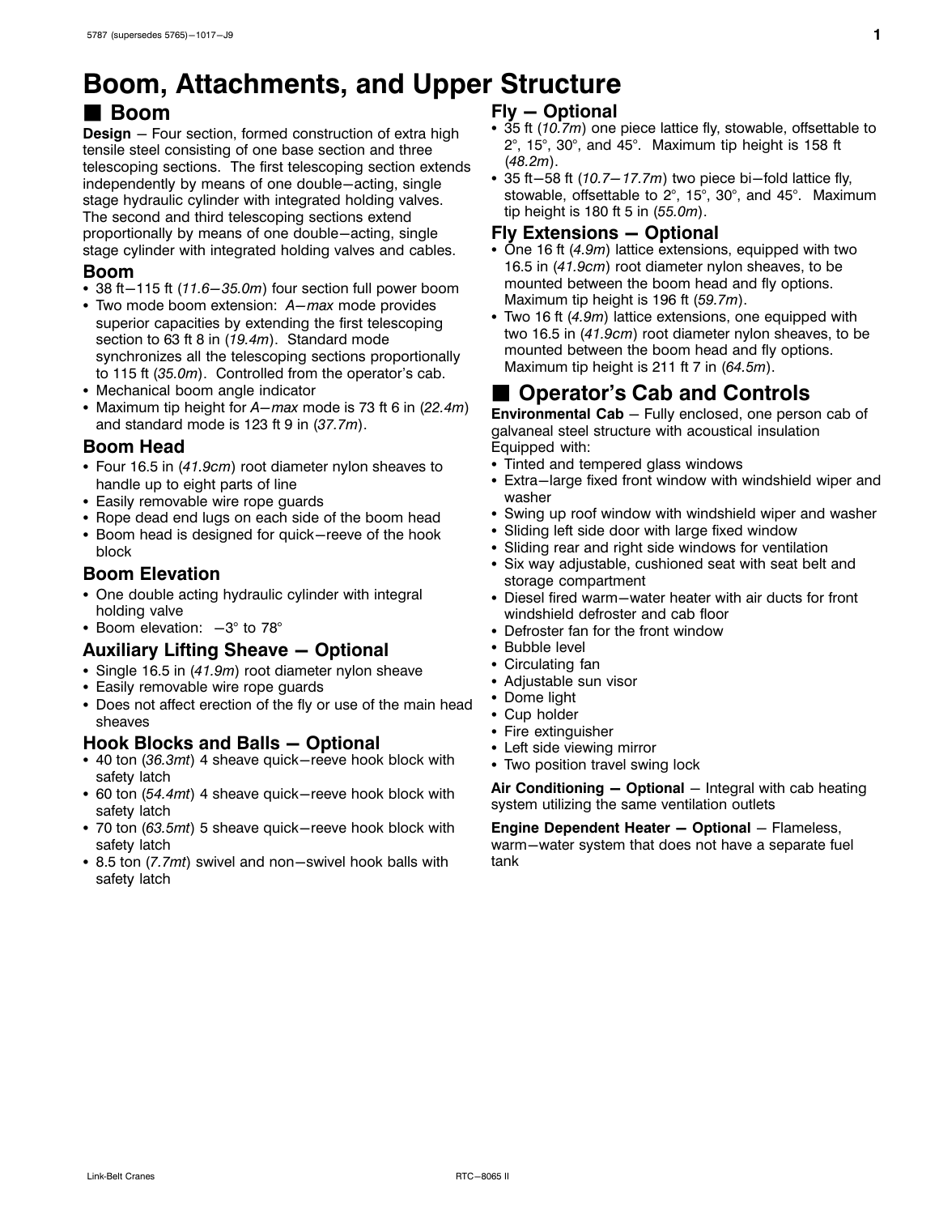# Boom, Attachments, and Upper Structure

## ■ Boom

**Design** – Four section, formed construction of extra high tensile steel consisting of one base section and three telescoping sections. The first telescoping section extends independently by means of one double–acting, single stage hydraulic cylinder with integrated holding valves. The second and third telescoping sections extend proportionally by means of one double–acting, single stage cylinder with integrated holding valves and cables.

### Boom

- 38 ft–115 ft (*11.6–35.0m*) four section full power boom
- Two mode boom extension: *A–max* mode provides superior capacities by extending the first telescoping section to 63 ft 8 in (*19.4m*). Standard mode synchronizes all the telescoping sections proportionally to 115 ft (*35.0m*). Controlled from the operator's cab.
- Mechanical boom angle indicator
- Maximum tip height for *A–max* mode is 73 ft 6 in (*22.4m*) and standard mode is 123 ft 9 in (*37.7m*).

### Boom Head

- Four 16.5 in (*41.9cm*) root diameter nylon sheaves to handle up to eight parts of line
- Easily removable wire rope guards
- Rope dead end lugs on each side of the boom head
- Boom head is designed for quick–reeve of the hook block

### Boom Elevation

- One double acting hydraulic cylinder with integral holding valve
- Boom elevation: –3° to 78°

### Auxiliary Lifting Sheave – Optional

- Single 16.5 in (*41.9m*) root diameter nylon sheave
- Easily removable wire rope guards
- Does not affect erection of the fly or use of the main head sheaves

### Hook Blocks and Balls – Optional

- 40 ton (*36.3mt*) 4 sheave quick–reeve hook block with safety latch
- 60 ton (*54.4mt*) 4 sheave quick–reeve hook block with safety latch
- 70 ton (*63.5mt*) 5 sheave quick–reeve hook block with safety latch
- 8.5 ton (*7.7mt*) swivel and non–swivel hook balls with safety latch

### Fly – Optional

- 35 ft (*10.7m*) one piece lattice fly, stowable, offsettable to 2°, 15°, 30°, and 45°. Maximum tip height is 158 ft (*48.2m*).
- 35 ft–58 ft (*10.7–17.7m*) two piece bi–fold lattice fly, stowable, offsettable to 2°, 15°, 30°, and 45°. Maximum tip height is 180 ft 5 in (*55.0m*).

### Fly Extensions – Optional

- One 16 ft (*4.9m*) lattice extensions, equipped with two 16.5 in (*41.9cm*) root diameter nylon sheaves, to be mounted between the boom head and fly options. Maximum tip height is 196 ft (*59.7m*).
- Two 16 ft (*4.9m*) lattice extensions, one equipped with two 16.5 in (*41.9cm*) root diameter nylon sheaves, to be mounted between the boom head and fly options. Maximum tip height is 211 ft 7 in (*64.5m*).

## ■ Operator's Cab and Controls

**Environmental Cab** – Fully enclosed, one person cab of galvaneal steel structure with acoustical insulation Equipped with:

- Tinted and tempered glass windows
- Extra–large fixed front window with windshield wiper and washer
- Swing up roof window with windshield wiper and washer
- Sliding left side door with large fixed window
- Sliding rear and right side windows for ventilation
- Six way adjustable, cushioned seat with seat belt and storage compartment
- Diesel fired warm–water heater with air ducts for front windshield defroster and cab floor
- Defroster fan for the front window
- Bubble level
- Circulating fan
- Adjustable sun visor
- Dome light
- Cup holder
- Fire extinguisher
- Left side viewing mirror
- Two position travel swing lock

**Air Conditioning – Optional** – Integral with cab heating system utilizing the same ventilation outlets

**Engine Dependent Heater – Optional** – Flameless, warm–water system that does not have a separate fuel tank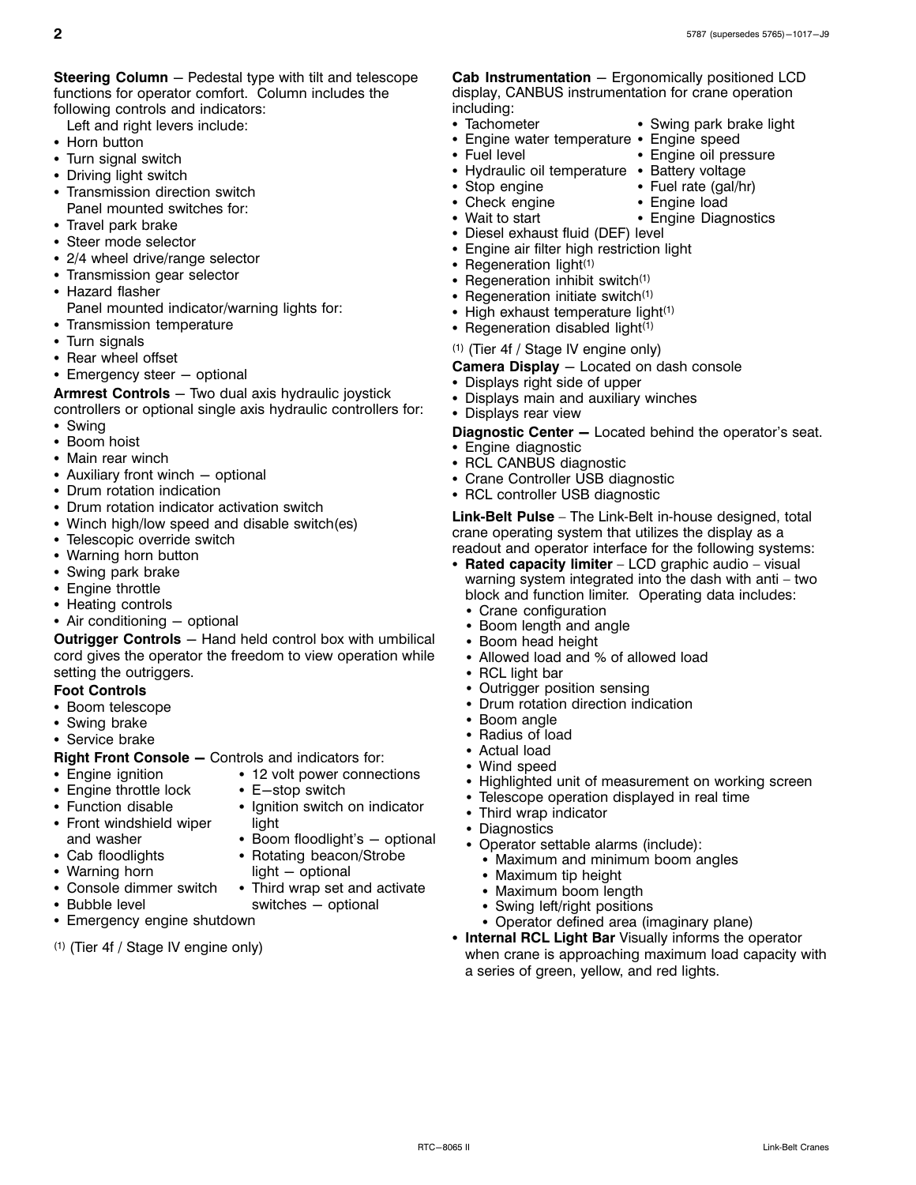**Steering Column** – Pedestal type with tilt and telescope functions for operator comfort. Column includes the following controls and indicators:

Left and right levers include:

- Horn button
- Turn signal switch
- Driving light switch
- Transmission direction switch

Panel mounted switches for:

- Travel park brake
- Steer mode selector
- 2/4 wheel drive/range selector
- Transmission gear selector
- Hazard flasher

Panel mounted indicator/warning lights for:

- Transmission temperature
- Turn signals
- Rear wheel offset
- Emergency steer – optional

**Armrest Controls** – Two dual axis hydraulic joystick controllers or optional single axis hydraulic controllers for:

- Swing
- Boom hoist
- Main rear winch
- Auxiliary front winch – optional
- Drum rotation indication
- Drum rotation indicator activation switch
- Winch high/low speed and disable switch(es)
- Telescopic override switch
- Warning horn button
- Swing park brake
- Engine throttle
- Heating controls
- Air conditioning – optional

**Outrigger Controls** – Hand held control box with umbilical cord gives the operator the freedom to view operation while setting the outriggers.

**Foot Controls**

- Boom telescope
- Swing brake
- Service brake

**Right Front Console –** Controls and indicators for:

- Engine ignition
- Engine throttle lock
- Function disable
- Front windshield wiper and washer
- Cab floodlights
- Warning horn
- Console dimmer switch
- Bubble level
- Emergency engine shutdown
- 12 volt power connections
- E–stop switch
- Ignition switch on indicator light
- Boom floodlight's – optional
- Rotating beacon/Strobe light – optional
- Third wrap set and activate switches – optional

(1) (Tier 4f / Stage IV engine only)

**Cab Instrumentation** – Ergonomically positioned LCD display, CANBUS instrumentation for crane operation including:

- Tachometer
- Engine water temperature
- Fuel level
- Hydraulic oil temperature
- Stop engine
- Check engine
- Wait to start
- Swing park brake light
- Engine speed
- Engine oil pressure
- Battery voltage
- Fuel rate (gal/hr)
- Engine load
- Engine Diagnostics
- Diesel exhaust fluid (DEF) level
- Engine air filter high restriction light
- Regeneration light[1]
- Regeneration inhibit switch[1]
- Regeneration initiate switch[1]
- High exhaust temperature light[1]
- Regeneration disabled light[1]

(1) (Tier 4f / Stage IV engine only)

**Camera Display** – Located on dash console

- Displays right side of upper
- Displays main and auxiliary winches
- Displays rear view

**Diagnostic Center –** Located behind the operator's seat.

- Engine diagnostic
- RCL CANBUS diagnostic
- Crane Controller USB diagnostic
- RCL controller USB diagnostic

**Link-Belt Pulse** – The Link-Belt in-house designed, total crane operating system that utilizes the display as a readout and operator interface for the following systems:

- **Rated capacity limiter** – LCD graphic audio – visual warning system integrated into the dash with anti – two block and function limiter. Operating data includes:
  - Crane configuration
  - Boom length and angle
  - Boom head height
  - Allowed load and % of allowed load
  - RCL light bar
  - Outrigger position sensing
  - Drum rotation direction indication
  - Boom angle
  - Radius of load
  - Actual load
  - Wind speed
  - Highlighted unit of measurement on working screen
  - Telescope operation displayed in real time
  - Third wrap indicator
  - Diagnostics
  - Operator settable alarms (include):
    - Maximum and minimum boom angles
    - Maximum tip height
    - Maximum boom length
    - Swing left/right positions
    - Operator defined area (imaginary plane)
- **Internal RCL Light Bar** Visually informs the operator when crane is approaching maximum load capacity with a series of green, yellow, and red lights.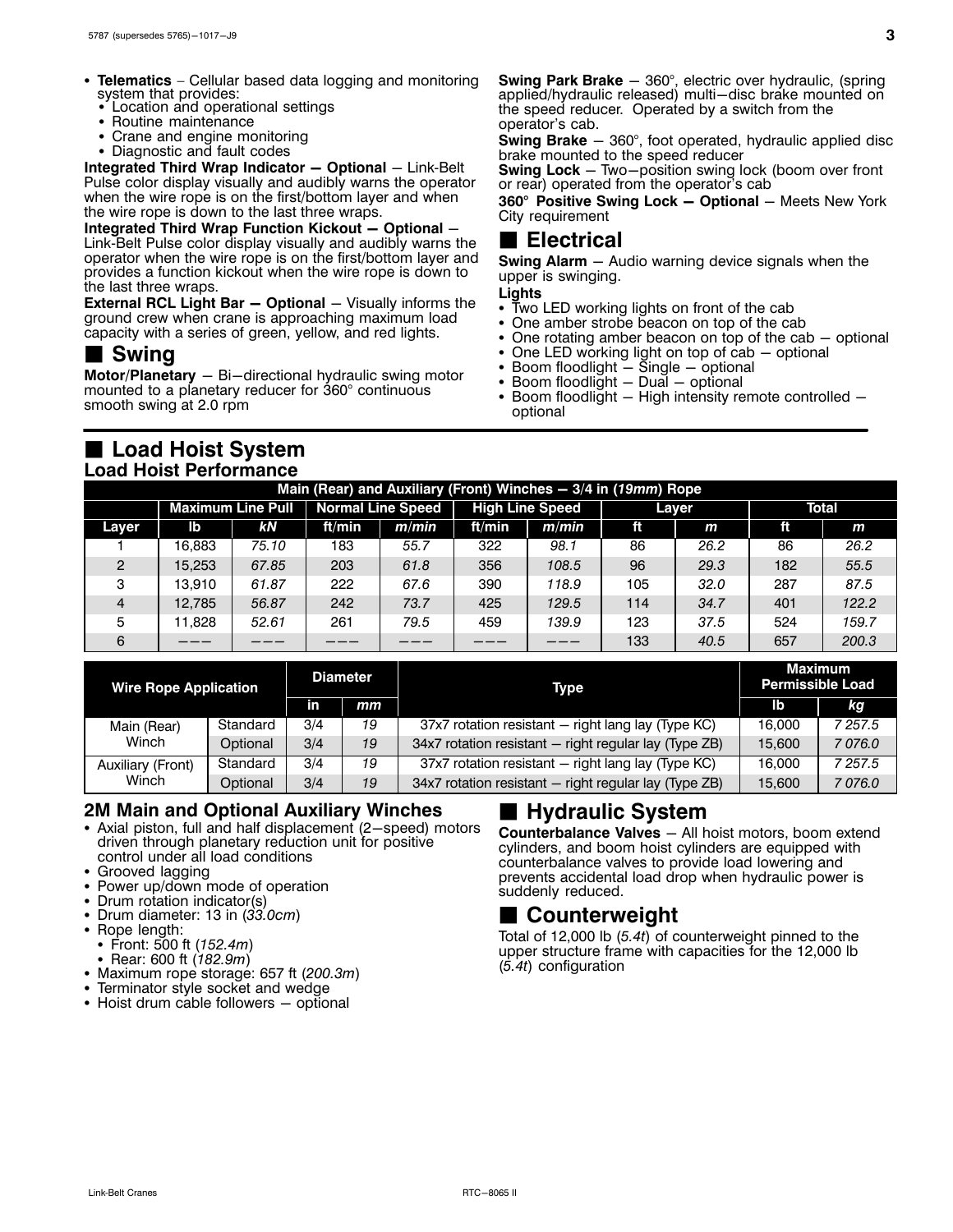- **Telematics** – Cellular based data logging and monitoring system that provides:
  - Location and operational settings
  - Routine maintenance
  - Crane and engine monitoring
  - Diagnostic and fault codes

**Integrated Third Wrap Indicator — Optional** — Link-Belt Pulse color display visually and audibly warns the operator when the wire rope is on the first/bottom layer and when the wire rope is down to the last three wraps.

**Integrated Third Wrap Function Kickout — Optional** – Link-Belt Pulse color display visually and audibly warns the operator when the wire rope is on the first/bottom layer and provides a function kickout when the wire rope is down to the last three wraps.

**External RCL Light Bar — Optional** — Visually informs the ground crew when crane is approaching maximum load capacity with a series of green, yellow, and red lights.

## ■ Swing

**Motor/Planetary** — Bi−directional hydraulic swing motor mounted to a planetary reducer for 360° continuous smooth swing at 2.0 rpm

**Swing Park Brake** — 360°, electric over hydraulic, (spring applied/hydraulic released) multi−disc brake mounted on the speed reducer. Operated by a switch from the operator's cab.

**Swing Brake** — 360°, foot operated, hydraulic applied disc brake mounted to the speed reducer

**Swing Lock** — Two−position swing lock (boom over front or rear) operated from the operator's cab

**360° Positive Swing Lock — Optional** — Meets New York City requirement

## ■ Electrical

**Swing Alarm** — Audio warning device signals when the upper is swinging.

**Lights**

- Two LED working lights on front of the cab
- One amber strobe beacon on top of the cab
- One rotating amber beacon on top of the cab — optional
- One LED working light on top of cab — optional
- Boom floodlight — Single — optional
- Boom floodlight — Dual — optional
- Boom floodlight — High intensity remote controlled — optional

## ■ Load Hoist System

### Load Hoist Performance

| Main (Rear) and Auxiliary (Front) Winches — 3/4 in (*19mm*) Rope | | | | | | | | | | |
|---|---|---|---|---|---|---|---|---|---|---|
| | Maximum Line Pull | | Normal Line Speed | | High Line Speed | | Layer | | Total | |
| Layer | lb | *kN* | ft/min | *m/min* | ft/min | *m/min* | ft | *m* | ft | *m* |
| 1 | 16,883 | *75.10* | 183 | *55.7* | 322 | *98.1* | 86 | *26.2* | 86 | *26.2* |
| 2 | 15,253 | *67.85* | 203 | *61.8* | 356 | *108.5* | 96 | *29.3* | 182 | *55.5* |
| 3 | 13,910 | *61.87* | 222 | *67.6* | 390 | *118.9* | 105 | *32.0* | 287 | *87.5* |
| 4 | 12,785 | *56.87* | 242 | *73.7* | 425 | *129.5* | 114 | *34.7* | 401 | *122.2* |
| 5 | 11,828 | *52.61* | 261 | *79.5* | 459 | *139.9* | 123 | *37.5* | 524 | *159.7* |
| 6 | ——— | ——— | ——— | ——— | ——— | ——— | 133 | *40.5* | 657 | *200.3* |

| Wire Rope Application | | Diameter | | Type | Maximum Permissible Load | |
|---|---|---|---|---|---|---|
| | | in | *mm* | | lb | *kg* |
| Main (Rear) Winch | Standard | 3/4 | *19* | 37x7 rotation resistant — right lang lay (Type KC) | 16,000 | *7 257.5* |
| | Optional | 3/4 | *19* | 34x7 rotation resistant — right regular lay (Type ZB) | 15,600 | *7 076.0* |
| Auxiliary (Front) Winch | Standard | 3/4 | *19* | 37x7 rotation resistant — right lang lay (Type KC) | 16,000 | *7 257.5* |
| | Optional | 3/4 | *19* | 34x7 rotation resistant — right regular lay (Type ZB) | 15,600 | *7 076.0* |

### 2M Main and Optional Auxiliary Winches

- Axial piston, full and half displacement (2−speed) motors driven through planetary reduction unit for positive control under all load conditions
- Grooved lagging
- Power up/down mode of operation
- Drum rotation indicator(s)
- Drum diameter: 13 in (*33.0cm*)
- Rope length:
  - Front: 500 ft (*152.4m*)
  - Rear: 600 ft (*182.9m*)
- Maximum rope storage: 657 ft (*200.3m*)
- Terminator style socket and wedge
- Hoist drum cable followers — optional

## ■ Hydraulic System

**Counterbalance Valves** — All hoist motors, boom extend cylinders, and boom hoist cylinders are equipped with counterbalance valves to provide load lowering and prevents accidental load drop when hydraulic power is suddenly reduced.

## ■ Counterweight

Total of 12,000 lb (*5.4t*) of counterweight pinned to the upper structure frame with capacities for the 12,000 lb (*5.4t*) configuration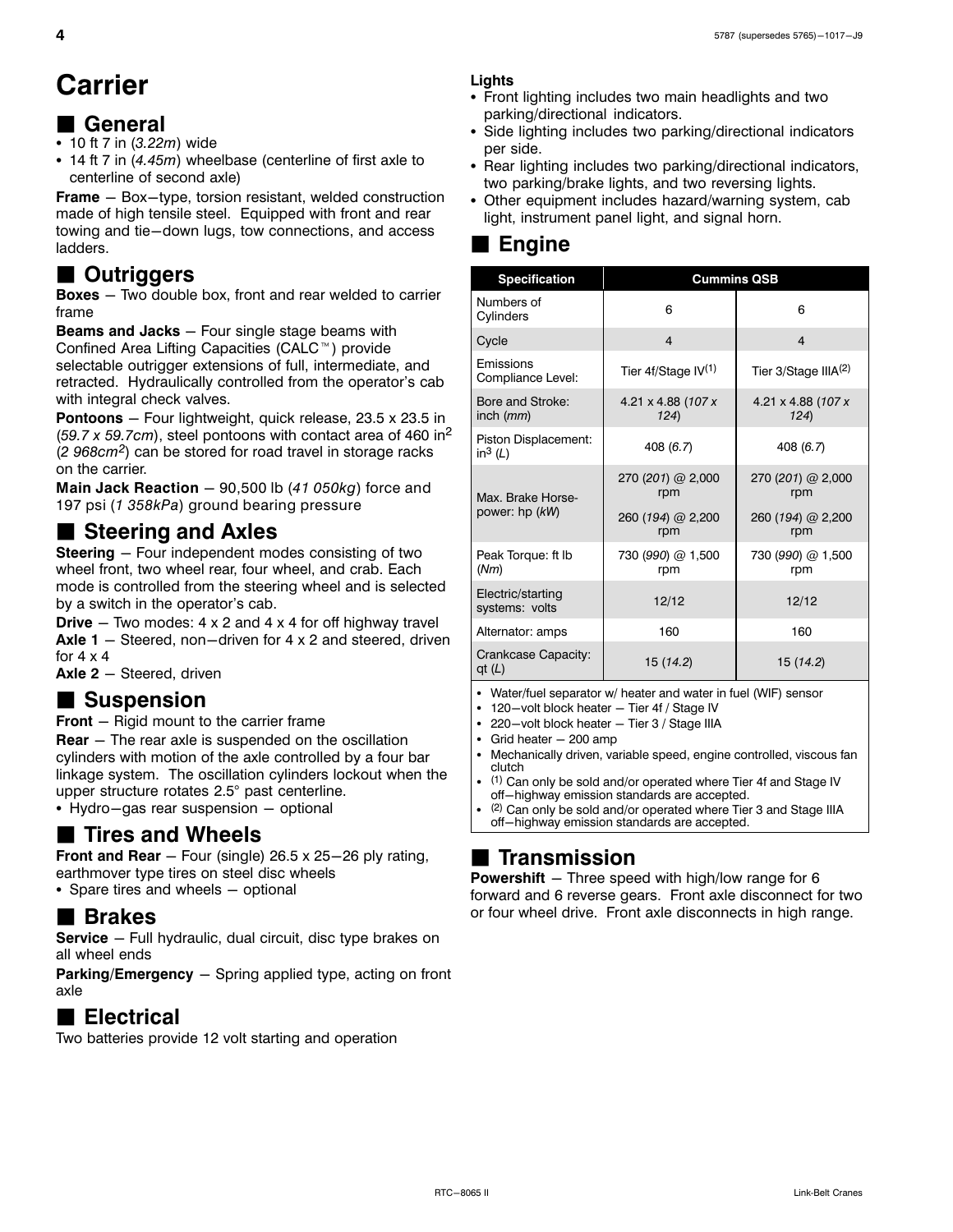# Carrier

## General

- 10 ft 7 in (*3.22m*) wide
- 14 ft 7 in (*4.45m*) wheelbase (centerline of first axle to centerline of second axle)

**Frame** – Box–type, torsion resistant, welded construction made of high tensile steel. Equipped with front and rear towing and tie–down lugs, tow connections, and access ladders.

## Outriggers

**Boxes** – Two double box, front and rear welded to carrier frame

**Beams and Jacks** – Four single stage beams with Confined Area Lifting Capacities (CALC™) provide selectable outrigger extensions of full, intermediate, and retracted. Hydraulically controlled from the operator's cab with integral check valves.

**Pontoons** – Four lightweight, quick release, 23.5 x 23.5 in (*59.7 x 59.7cm*), steel pontoons with contact area of 460 in$^2$ (*2 968cm$^2$*) can be stored for road travel in storage racks on the carrier.

**Main Jack Reaction** – 90,500 lb (*41 050kg*) force and 197 psi (*1 358kPa*) ground bearing pressure

## Steering and Axles

**Steering** – Four independent modes consisting of two wheel front, two wheel rear, four wheel, and crab. Each mode is controlled from the steering wheel and is selected by a switch in the operator's cab.

**Drive** – Two modes: 4 x 2 and 4 x 4 for off highway travel

**Axle 1** – Steered, non–driven for 4 x 2 and steered, driven for 4 x 4

**Axle 2** – Steered, driven

## Suspension

**Front** – Rigid mount to the carrier frame

**Rear** – The rear axle is suspended on the oscillation cylinders with motion of the axle controlled by a four bar linkage system. The oscillation cylinders lockout when the upper structure rotates 2.5° past centerline.

- Hydro–gas rear suspension – optional

## Tires and Wheels

**Front and Rear** – Four (single) 26.5 x 25–26 ply rating, earthmover type tires on steel disc wheels

- Spare tires and wheels – optional

## Brakes

**Service** – Full hydraulic, dual circuit, disc type brakes on all wheel ends

**Parking/Emergency** – Spring applied type, acting on front axle

## Electrical

Two batteries provide 12 volt starting and operation

**Lights**

- Front lighting includes two main headlights and two parking/directional indicators.
- Side lighting includes two parking/directional indicators per side.
- Rear lighting includes two parking/directional indicators, two parking/brake lights, and two reversing lights.
- Other equipment includes hazard/warning system, cab light, instrument panel light, and signal horn.

## Engine

| Specification | Cummins QSB | |
|---|---|---|
| Numbers of Cylinders | 6 | 6 |
| Cycle | 4 | 4 |
| Emissions Compliance Level: | Tier 4f/Stage IV[(1)] | Tier 3/Stage IIIA[(2)] |
| Bore and Stroke: inch (*mm*) | 4.21 x 4.88 (*107 x 124*) | 4.21 x 4.88 (*107 x 124*) |
| Piston Displacement: in$^3$ (*L*) | 408 (*6.7*) | 408 (*6.7*) |
| Max. Brake Horse-power: hp (*kW*) | 270 (*201*) @ 2,000 rpm<br>260 (*194*) @ 2,200 rpm | 270 (*201*) @ 2,000 rpm<br>260 (*194*) @ 2,200 rpm |
| Peak Torque: ft lb (*Nm*) | 730 (*990*) @ 1,500 rpm | 730 (*990*) @ 1,500 rpm |
| Electric/starting systems: volts | 12/12 | 12/12 |
| Alternator: amps | 160 | 160 |
| Crankcase Capacity: qt (*L*) | 15 (*14.2*) | 15 (*14.2*) |

- Water/fuel separator w/ heater and water in fuel (WIF) sensor
- 120–volt block heater – Tier 4f / Stage IV
- 220–volt block heater – Tier 3 / Stage IIIA
- Grid heater – 200 amp
- Mechanically driven, variable speed, engine controlled, viscous fan clutch
- [(1)] Can only be sold and/or operated where Tier 4f and Stage IV off–highway emission standards are accepted.
- [(2)] Can only be sold and/or operated where Tier 3 and Stage IIIA off–highway emission standards are accepted.

## Transmission

**Powershift** – Three speed with high/low range for 6 forward and 6 reverse gears. Front axle disconnect for two or four wheel drive. Front axle disconnects in high range.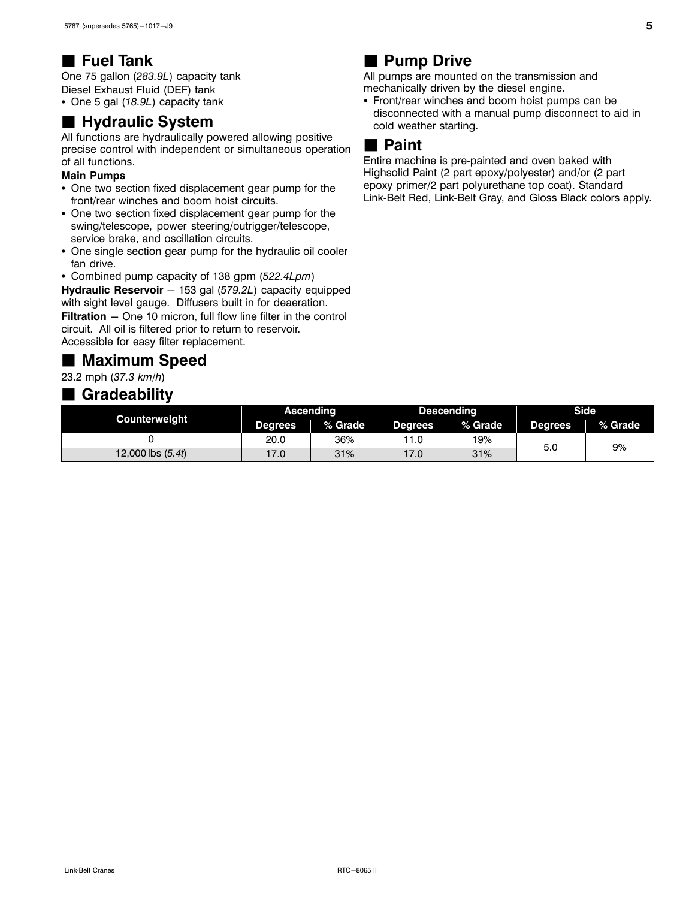## ■ Fuel Tank

One 75 gallon (*283.9L*) capacity tank

Diesel Exhaust Fluid (DEF) tank

- One 5 gal (*18.9L*) capacity tank

## ■ Hydraulic System

All functions are hydraulically powered allowing positive precise control with independent or simultaneous operation of all functions.

**Main Pumps**

- One two section fixed displacement gear pump for the front/rear winches and boom hoist circuits.
- One two section fixed displacement gear pump for the swing/telescope, power steering/outrigger/telescope, service brake, and oscillation circuits.
- One single section gear pump for the hydraulic oil cooler fan drive.
- Combined pump capacity of 138 gpm (*522.4Lpm*)

**Hydraulic Reservoir** — 153 gal (*579.2L*) capacity equipped with sight level gauge. Diffusers built in for deaeration.

**Filtration** — One 10 micron, full flow line filter in the control circuit. All oil is filtered prior to return to reservoir. Accessible for easy filter replacement.

## ■ Maximum Speed

23.2 mph (*37.3 km/h*)

## ■ Gradeability

| Counterweight | Ascending | | Descending | | Side | |
|---|---|---|---|---|---|---|
| | Degrees | % Grade | Degrees | % Grade | Degrees | % Grade |
| 0 | 20.0 | 36% | 11.0 | 19% | 5.0 | 9% |
| 12,000 lbs (*5.4t*) | 17.0 | 31% | 17.0 | 31% | | |

## ■ Pump Drive

All pumps are mounted on the transmission and mechanically driven by the diesel engine.

- Front/rear winches and boom hoist pumps can be disconnected with a manual pump disconnect to aid in cold weather starting.

## ■ Paint

Entire machine is pre-painted and oven baked with Highsolid Paint (2 part epoxy/polyester) and/or (2 part epoxy primer/2 part polyurethane top coat). Standard Link-Belt Red, Link-Belt Gray, and Gloss Black colors apply.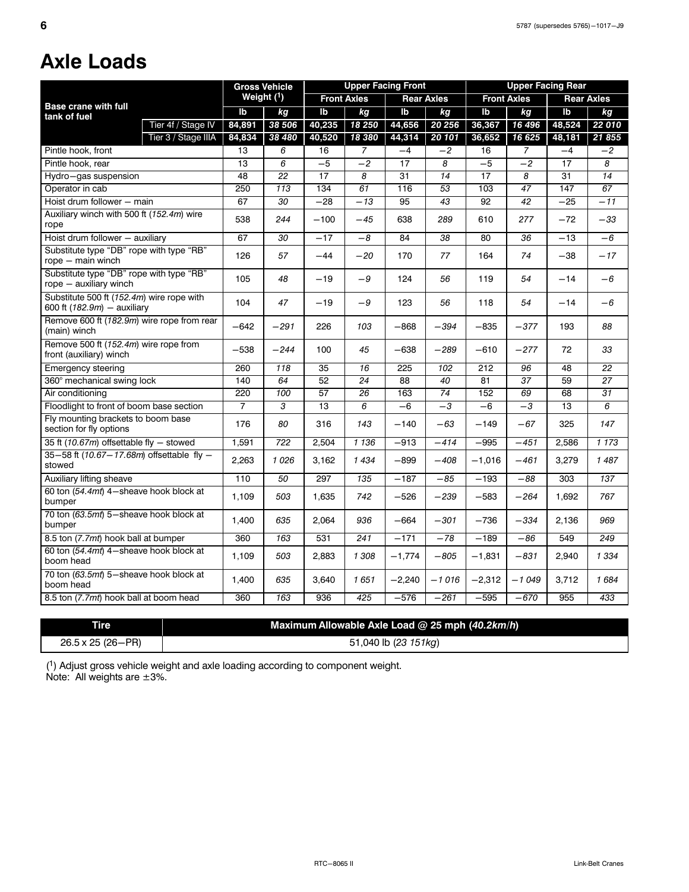# Axle Loads

| Base crane with full tank of fuel | | Gross Vehicle Weight [1] | | Upper Facing Front | | | | Upper Facing Rear | | | |
|---|---|---|---|---|---|---|---|---|---|---|---|
| | | | | Front Axles | | Rear Axles | | Front Axles | | Rear Axles | |
| | | lb | kg | lb | kg | lb | kg | lb | kg | lb | kg |
| | Tier 4f / Stage IV | 84,891 | 38 506 | 40,235 | 18 250 | 44,656 | 20 256 | 36,367 | 16 496 | 48,524 | 22 010 |
| | Tier 3 / Stage IIIA | 84,834 | 38 480 | 40,520 | 18 380 | 44,314 | 20 101 | 36,652 | 16 625 | 48,181 | 21 855 |
| Pintle hook, front | | 13 | 6 | 16 | 7 | −4 | −2 | 16 | 7 | −4 | −2 |
| Pintle hook, rear | | 13 | 6 | −5 | −2 | 17 | 8 | −5 | −2 | 17 | 8 |
| Hydro−gas suspension | | 48 | 22 | 17 | 8 | 31 | 14 | 17 | 8 | 31 | 14 |
| Operator in cab | | 250 | 113 | 134 | 61 | 116 | 53 | 103 | 47 | 147 | 67 |
| Hoist drum follower − main | | 67 | 30 | −28 | −13 | 95 | 43 | 92 | 42 | −25 | −11 |
| Auxiliary winch with 500 ft (*152.4m*) wire rope | | 538 | 244 | −100 | −45 | 638 | 289 | 610 | 277 | −72 | −33 |
| Hoist drum follower − auxiliary | | 67 | 30 | −17 | −8 | 84 | 38 | 80 | 36 | −13 | −6 |
| Substitute type "DB" rope with type "RB" rope − main winch | | 126 | 57 | −44 | −20 | 170 | 77 | 164 | 74 | −38 | −17 |
| Substitute type "DB" rope with type "RB" rope − auxiliary winch | | 105 | 48 | −19 | −9 | 124 | 56 | 119 | 54 | −14 | −6 |
| Substitute 500 ft (*152.4m*) wire rope with 600 ft (*182.9m*) − auxiliary | | 104 | 47 | −19 | −9 | 123 | 56 | 118 | 54 | −14 | −6 |
| Remove 600 ft (*182.9m*) wire rope from rear (main) winch | | −642 | −291 | 226 | 103 | −868 | −394 | −835 | −377 | 193 | 88 |
| Remove 500 ft (*152.4m*) wire rope from front (auxiliary) winch | | −538 | −244 | 100 | 45 | −638 | −289 | −610 | −277 | 72 | 33 |
| Emergency steering | | 260 | 118 | 35 | 16 | 225 | 102 | 212 | 96 | 48 | 22 |
| 360° mechanical swing lock | | 140 | 64 | 52 | 24 | 88 | 40 | 81 | 37 | 59 | 27 |
| Air conditioning | | 220 | 100 | 57 | 26 | 163 | 74 | 152 | 69 | 68 | 31 |
| Floodlight to front of boom base section | | 7 | 3 | 13 | 6 | −6 | −3 | −6 | −3 | 13 | 6 |
| Fly mounting brackets to boom base section for fly options | | 176 | 80 | 316 | 143 | −140 | −63 | −149 | −67 | 325 | 147 |
| 35 ft (*10.67m*) offsettable fly − stowed | | 1,591 | 722 | 2,504 | 1 136 | −913 | −414 | −995 | −451 | 2,586 | 1 173 |
| 35−58 ft (*10.67−17.68m*) offsettable fly − stowed | | 2,263 | 1 026 | 3,162 | 1 434 | −899 | −408 | −1,016 | −461 | 3,279 | 1 487 |
| Auxiliary lifting sheave | | 110 | 50 | 297 | 135 | −187 | −85 | −193 | −88 | 303 | 137 |
| 60 ton (*54.4mt*) 4−sheave hook block at bumper | | 1,109 | 503 | 1,635 | 742 | −526 | −239 | −583 | −264 | 1,692 | 767 |
| 70 ton (*63.5mt*) 5−sheave hook block at bumper | | 1,400 | 635 | 2,064 | 936 | −664 | −301 | −736 | −334 | 2,136 | 969 |
| 8.5 ton (*7.7mt*) hook ball at bumper | | 360 | 163 | 531 | 241 | −171 | −78 | −189 | −86 | 549 | 249 |
| 60 ton (*54.4mt*) 4−sheave hook block at boom head | | 1,109 | 503 | 2,883 | 1 308 | −1,774 | −805 | −1,831 | −831 | 2,940 | 1 334 |
| 70 ton (*63.5mt*) 5−sheave hook block at boom head | | 1,400 | 635 | 3,640 | 1 651 | −2,240 | −1 016 | −2,312 | −1 049 | 3,712 | 1 684 |
| 8.5 ton (*7.7mt*) hook ball at boom head | | 360 | 163 | 936 | 425 | −576 | −261 | −595 | −670 | 955 | 433 |

| Tire | Maximum Allowable Axle Load @ 25 mph (*40.2km/h*) |
|---|---|
| 26.5 x 25 (26−PR) | 51,040 lb (*23 151kg*) |

[1] Adjust gross vehicle weight and axle loading according to component weight.
Note: All weights are ±3%.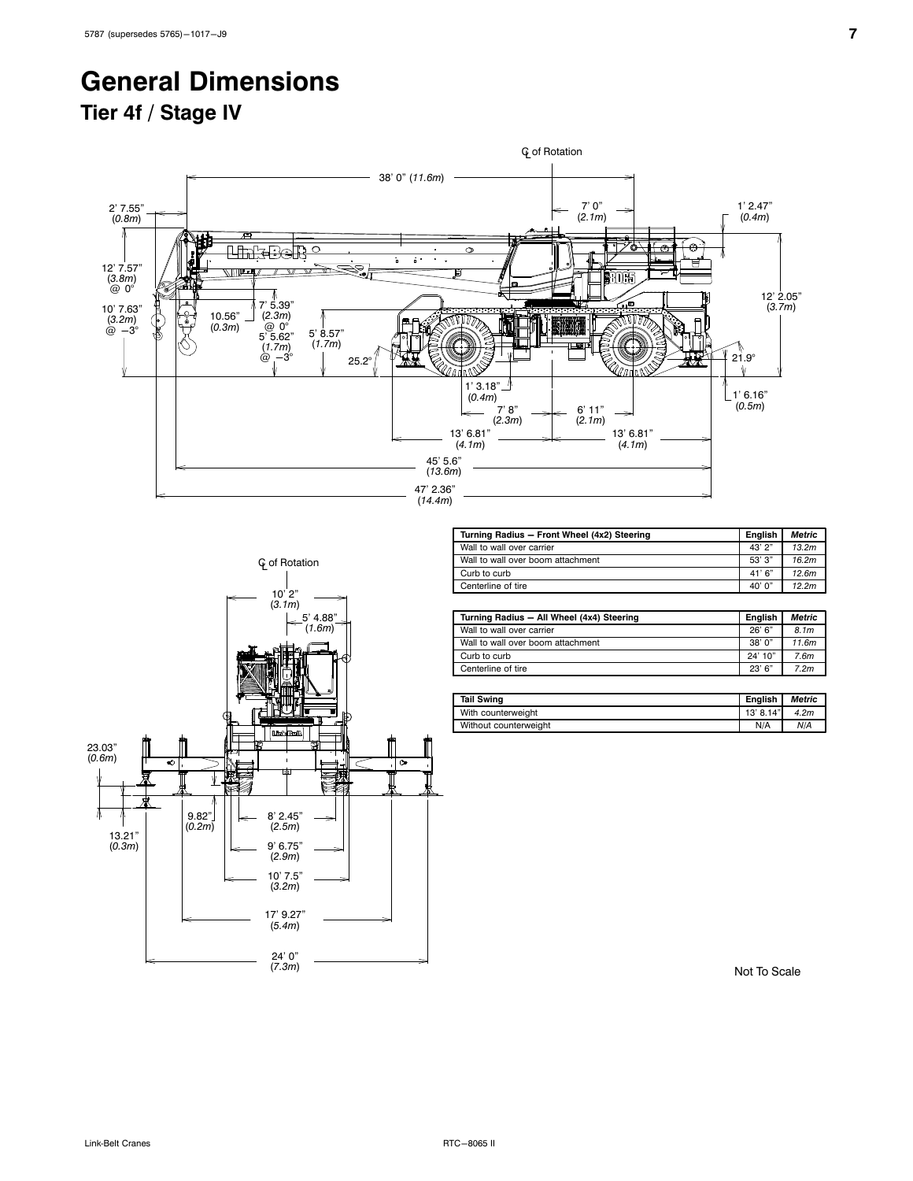# General Dimensions

## Tier 4f / Stage IV

| Turning Radius – Front Wheel (4x2) Steering | English | *Metric* |
|---|---|---|
| Wall to wall over carrier | 43' 2" | *13.2m* |
| Wall to wall over boom attachment | 53' 3" | *16.2m* |
| Curb to curb | 41' 6" | *12.6m* |
| Centerline of tire | 40' 0" | *12.2m* |

| Turning Radius – All Wheel (4x4) Steering | English | *Metric* |
|---|---|---|
| Wall to wall over carrier | 26' 6" | *8.1m* |
| Wall to wall over boom attachment | 38' 0" | *11.6m* |
| Curb to curb | 24' 10" | *7.6m* |
| Centerline of tire | 23' 6" | *7.2m* |

| Tail Swing | English | *Metric* |
|---|---|---|
| With counterweight | 13' 8.14" | *4.2m* |
| Without counterweight | N/A | *N/A* |

Not To Scale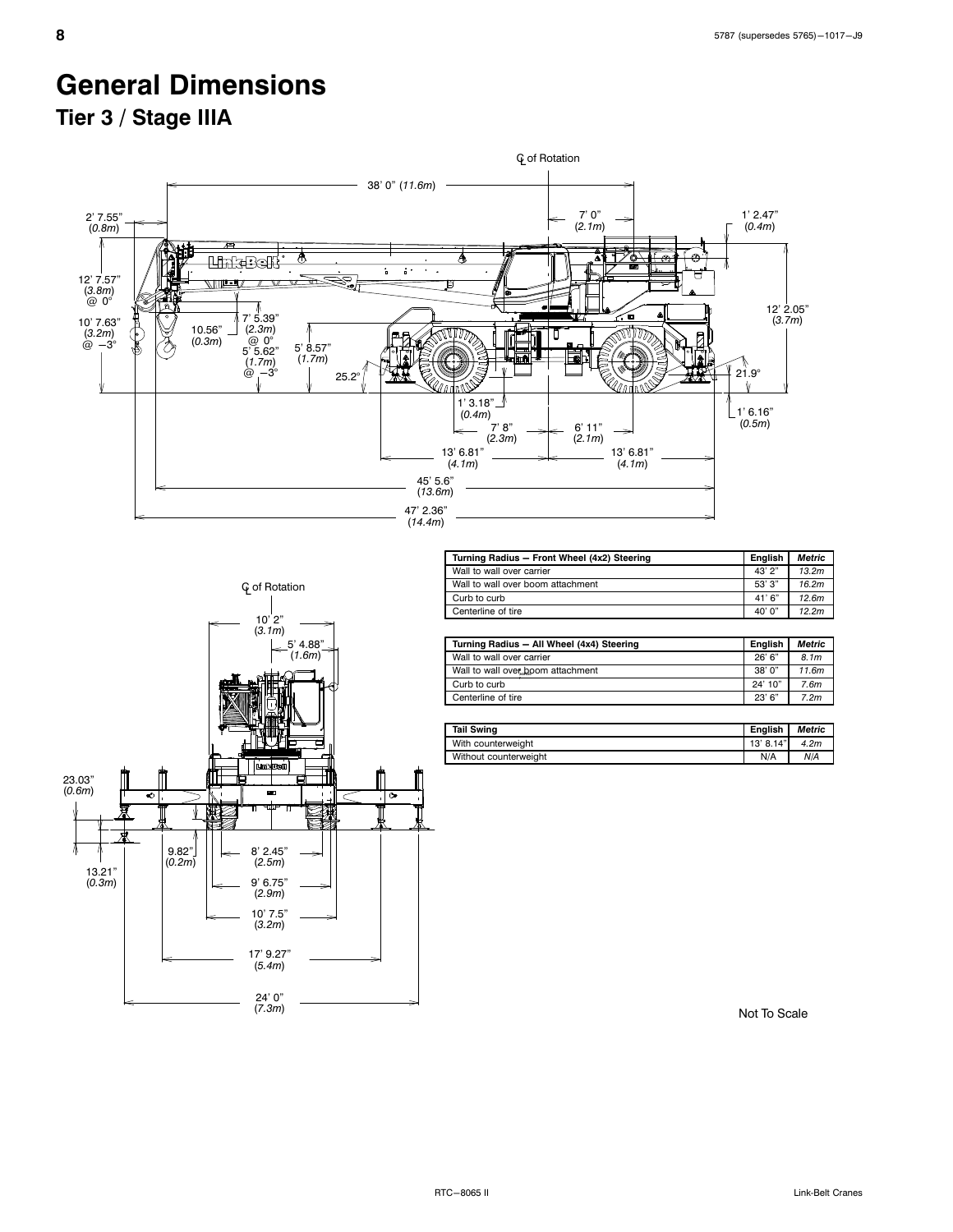# General Dimensions

## Tier 3 / Stage IIIA

| Turning Radius – Front Wheel (4x2) Steering | English | Metric |
|---|---|---|
| Wall to wall over carrier | 43' 2" | 13.2m |
| Wall to wall over boom attachment | 53' 3" | 16.2m |
| Curb to curb | 41' 6" | 12.6m |
| Centerline of tire | 40' 0" | 12.2m |

| Turning Radius – All Wheel (4x4) Steering | English | Metric |
|---|---|---|
| Wall to wall over carrier | 26' 6" | 8.1m |
| Wall to wall over boom attachment | 38' 0" | 11.6m |
| Curb to curb | 24' 10" | 7.6m |
| Centerline of tire | 23' 6" | 7.2m |

| Tail Swing | English | Metric |
|---|---|---|
| With counterweight | 13' 8.14" | 4.2m |
| Without counterweight | N/A | N/A |

Not To Scale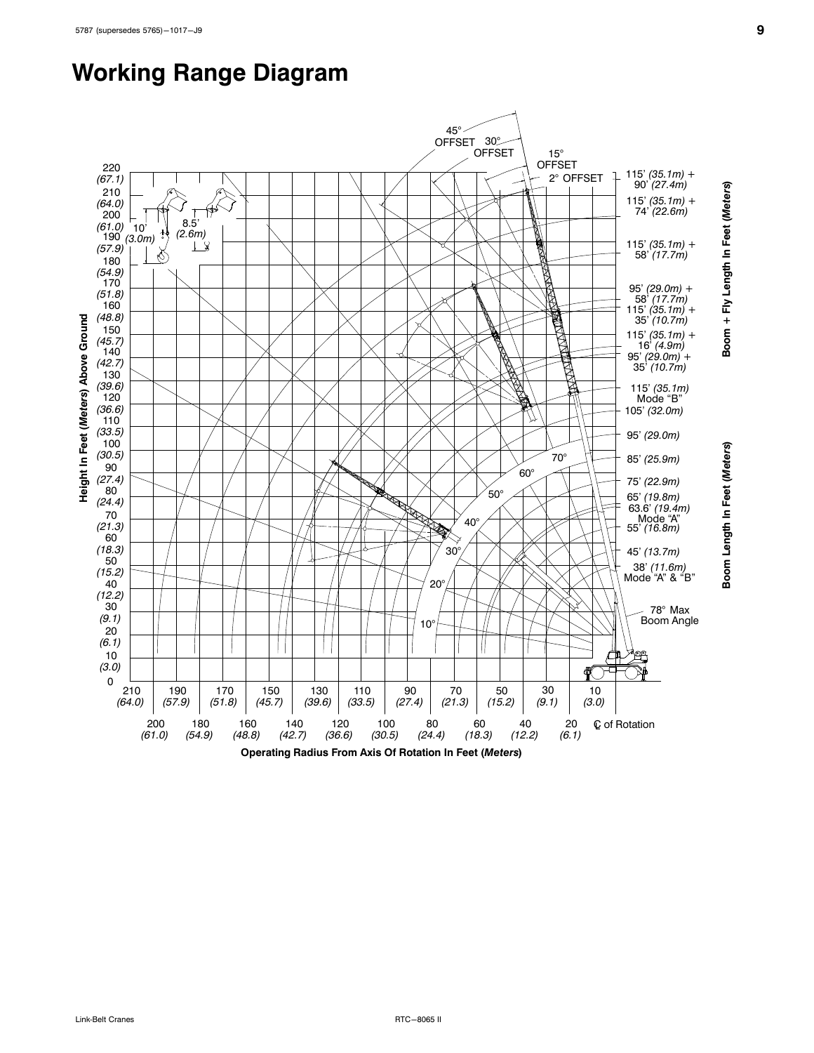# Working Range Diagram

45° OFFSET

30° OFFSET

15° OFFSET

2° OFFSET

**Height In Feet (*Meters*) Above Ground**

220 *(67.1)*
210 *(64.0)*
200 *(61.0)*
190 *(57.9)*
180 *(54.9)*
170 *(51.8)*
160 *(48.8)*
150 *(45.7)*
140 *(42.7)*
130 *(39.6)*
120 *(36.6)*
110 *(33.5)*
100 *(30.5)*
90 *(27.4)*
80 *(24.4)*
70 *(21.3)*
60 *(18.3)*
50 *(15.2)*
40 *(12.2)*
30 *(9.1)*
20 *(6.1)*
10 *(3.0)*
0

10' *(3.0m)*

8.5' *(2.6m)*

**Boom + Fly Length In Feet (*Meters*)**

115' *(35.1m)* + 90' *(27.4m)*
115' *(35.1m)* + 74' *(22.6m)*
115' *(35.1m)* + 58' *(17.7m)*
95' *(29.0m)* + 58' *(17.7m)*
115' *(35.1m)* + 35' *(10.7m)*
115' *(35.1m)* + 16' *(4.9m)*
95' *(29.0m)* + 35' *(10.7m)*

**Boom Length In Feet (*Meters*)**

115' *(35.1m)* Mode "B"
105' *(32.0m)*
95' *(29.0m)*
85' *(25.9m)*
75' *(22.9m)*
65' *(19.8m)*
63.6' *(19.4m)* Mode "A"
55' *(16.8m)*
45' *(13.7m)*
38' *(11.6m)* Mode "A" & "B"

78° Max Boom Angle

70°
60°
50°
40°
30°
20°
10°

210 *(64.0)*
200 *(61.0)*
190 *(57.9)*
180 *(54.9)*
170 *(51.8)*
160 *(48.8)*
150 *(45.7)*
140 *(42.7)*
130 *(39.6)*
120 *(36.6)*
110 *(33.5)*
100 *(30.5)*
90 *(27.4)*
80 *(24.4)*
70 *(21.3)*
60 *(18.3)*
50 *(15.2)*
40 *(12.2)*
30 *(9.1)*
20 *(6.1)*
10 *(3.0)*
℄ of Rotation

**Operating Radius From Axis Of Rotation In Feet (*Meters*)**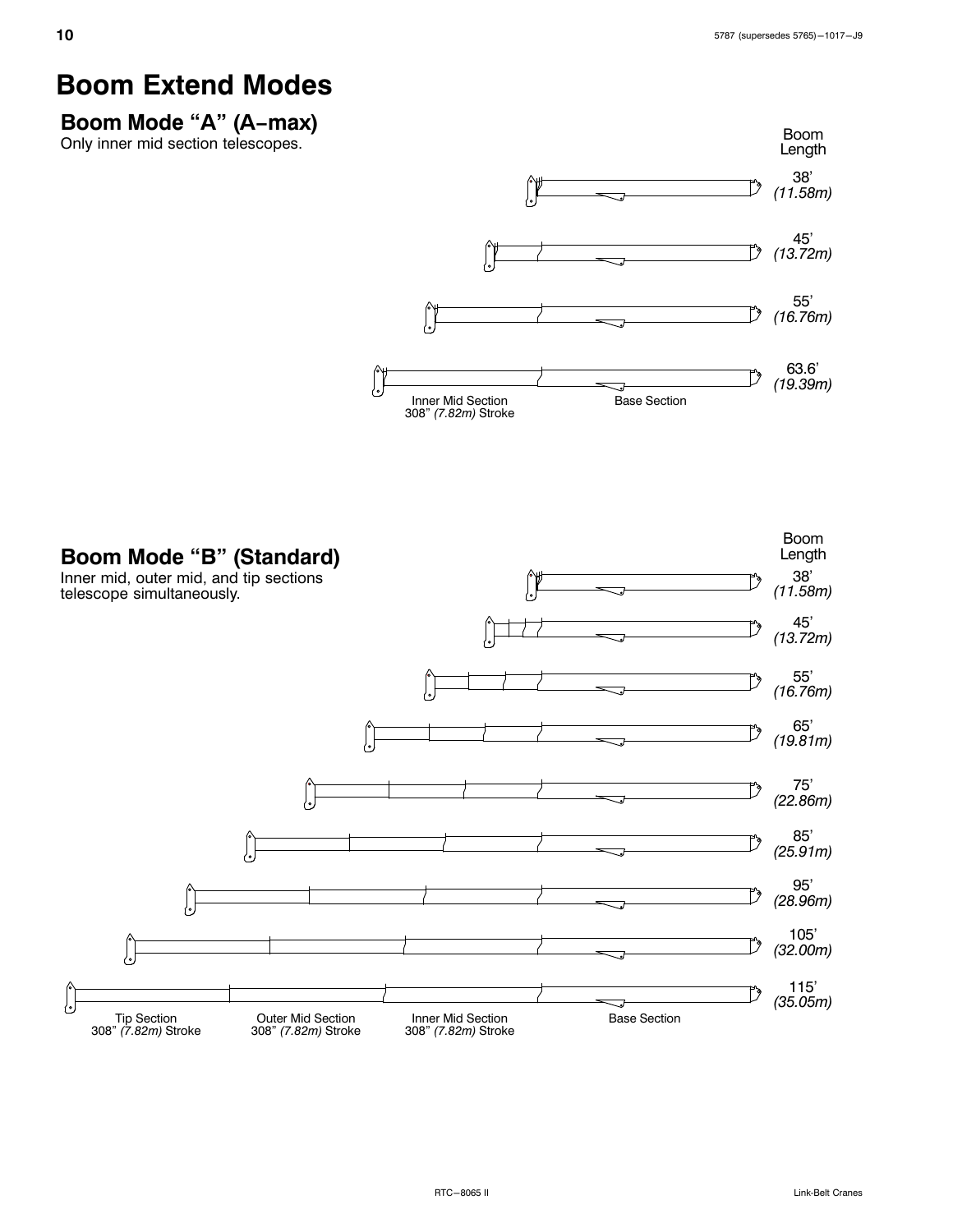# Boom Extend Modes

## Boom Mode "A" (A-max)

Only inner mid section telescopes.

| Boom Length |
|---|
| 38' *(11.58m)* |
| 45' *(13.72m)* |
| 55' *(16.76m)* |
| 63.6' *(19.39m)* |

Inner Mid Section 308" *(7.82m)* Stroke

Base Section

## Boom Mode "B" (Standard)

Inner mid, outer mid, and tip sections telescope simultaneously.

| Boom Length |
|---|
| 38' *(11.58m)* |
| 45' *(13.72m)* |
| 55' *(16.76m)* |
| 65' *(19.81m)* |
| 75' *(22.86m)* |
| 85' *(25.91m)* |
| 95' *(28.96m)* |
| 105' *(32.00m)* |
| 115' *(35.05m)* |

Tip Section 308" *(7.82m)* Stroke

Outer Mid Section 308" *(7.82m)* Stroke

Inner Mid Section 308" *(7.82m)* Stroke

Base Section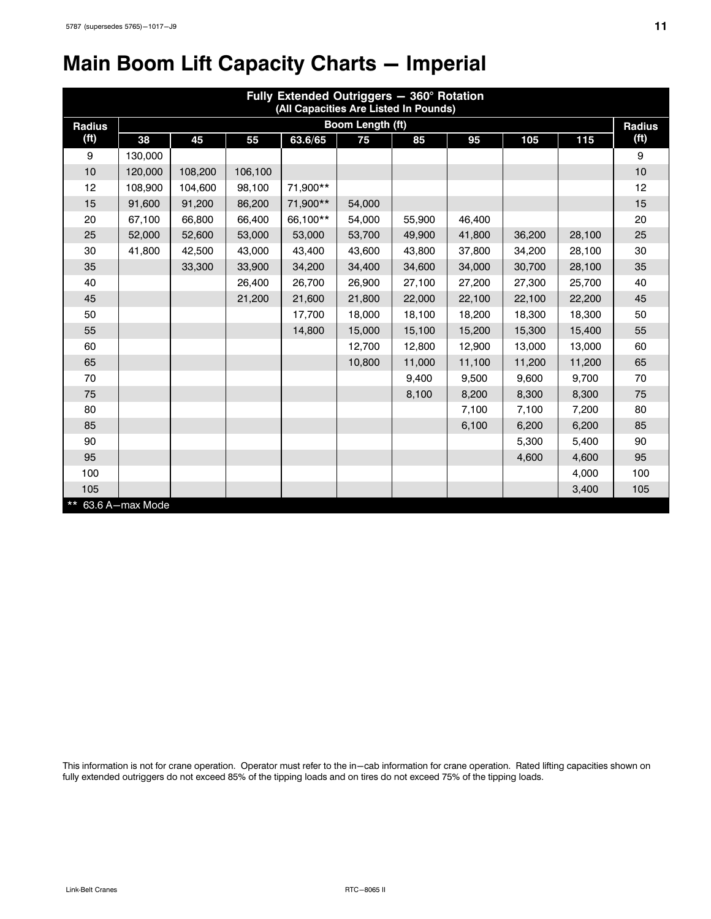# Main Boom Lift Capacity Charts — Imperial

| Fully Extended Outriggers — 360° Rotation (All Capacities Are Listed In Pounds) | | | | | | | | | | |
|---|---|---|---|---|---|---|---|---|---|---|
| Radius (ft) | Boom Length (ft) | | | | | | | | | Radius (ft) |
| | 38 | 45 | 55 | 63.6/65 | 75 | 85 | 95 | 105 | 115 | |
| 9 | 130,000 | | | | | | | | | 9 |
| 10 | 120,000 | 108,200 | 106,100 | | | | | | | 10 |
| 12 | 108,900 | 104,600 | 98,100 | 71,900** | | | | | | 12 |
| 15 | 91,600 | 91,200 | 86,200 | 71,900** | 54,000 | | | | | 15 |
| 20 | 67,100 | 66,800 | 66,400 | 66,100** | 54,000 | 55,900 | 46,400 | | | 20 |
| 25 | 52,000 | 52,600 | 53,000 | 53,000 | 53,700 | 49,900 | 41,800 | 36,200 | 28,100 | 25 |
| 30 | 41,800 | 42,500 | 43,000 | 43,400 | 43,600 | 43,800 | 37,800 | 34,200 | 28,100 | 30 |
| 35 | | 33,300 | 33,900 | 34,200 | 34,400 | 34,600 | 34,000 | 30,700 | 28,100 | 35 |
| 40 | | | 26,400 | 26,700 | 26,900 | 27,100 | 27,200 | 27,300 | 25,700 | 40 |
| 45 | | | 21,200 | 21,600 | 21,800 | 22,000 | 22,100 | 22,100 | 22,200 | 45 |
| 50 | | | | 17,700 | 18,000 | 18,100 | 18,200 | 18,300 | 18,300 | 50 |
| 55 | | | | 14,800 | 15,000 | 15,100 | 15,200 | 15,300 | 15,400 | 55 |
| 60 | | | | | 12,700 | 12,800 | 12,900 | 13,000 | 13,000 | 60 |
| 65 | | | | | 10,800 | 11,000 | 11,100 | 11,200 | 11,200 | 65 |
| 70 | | | | | | 9,400 | 9,500 | 9,600 | 9,700 | 70 |
| 75 | | | | | | 8,100 | 8,200 | 8,300 | 8,300 | 75 |
| 80 | | | | | | | 7,100 | 7,100 | 7,200 | 80 |
| 85 | | | | | | | 6,100 | 6,200 | 6,200 | 85 |
| 90 | | | | | | | | 5,300 | 5,400 | 90 |
| 95 | | | | | | | | 4,600 | 4,600 | 95 |
| 100 | | | | | | | | | 4,000 | 100 |
| 105 | | | | | | | | | 3,400 | 105 |

** 63.6 A—max Mode

This information is not for crane operation. Operator must refer to the in—cab information for crane operation. Rated lifting capacities shown on fully extended outriggers do not exceed 85% of the tipping loads and on tires do not exceed 75% of the tipping loads.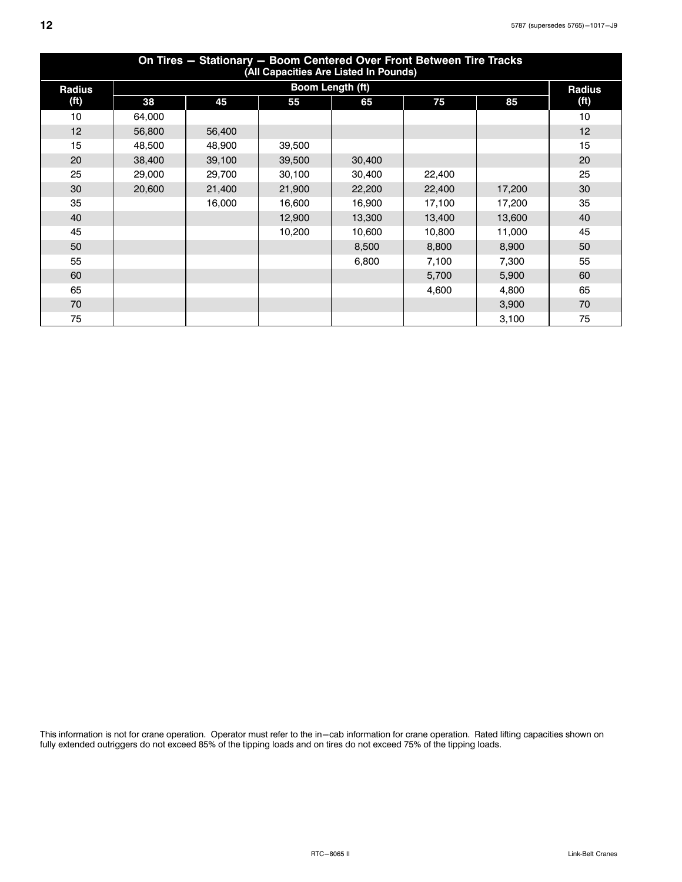| On Tires — Stationary — Boom Centered Over Front Between Tire Tracks (All Capacities Are Listed In Pounds) | | | | | | | |
|---|---|---|---|---|---|---|---|
| Radius (ft) | Boom Length (ft) | | | | | | Radius (ft) |
| | 38 | 45 | 55 | 65 | 75 | 85 | |
| 10 | 64,000 | | | | | | 10 |
| 12 | 56,800 | 56,400 | | | | | 12 |
| 15 | 48,500 | 48,900 | 39,500 | | | | 15 |
| 20 | 38,400 | 39,100 | 39,500 | 30,400 | | | 20 |
| 25 | 29,000 | 29,700 | 30,100 | 30,400 | 22,400 | | 25 |
| 30 | 20,600 | 21,400 | 21,900 | 22,200 | 22,400 | 17,200 | 30 |
| 35 | | 16,000 | 16,600 | 16,900 | 17,100 | 17,200 | 35 |
| 40 | | | 12,900 | 13,300 | 13,400 | 13,600 | 40 |
| 45 | | | 10,200 | 10,600 | 10,800 | 11,000 | 45 |
| 50 | | | | 8,500 | 8,800 | 8,900 | 50 |
| 55 | | | | 6,800 | 7,100 | 7,300 | 55 |
| 60 | | | | | 5,700 | 5,900 | 60 |
| 65 | | | | | 4,600 | 4,800 | 65 |
| 70 | | | | | | 3,900 | 70 |
| 75 | | | | | | 3,100 | 75 |

This information is not for crane operation. Operator must refer to the in−cab information for crane operation. Rated lifting capacities shown on fully extended outriggers do not exceed 85% of the tipping loads and on tires do not exceed 75% of the tipping loads.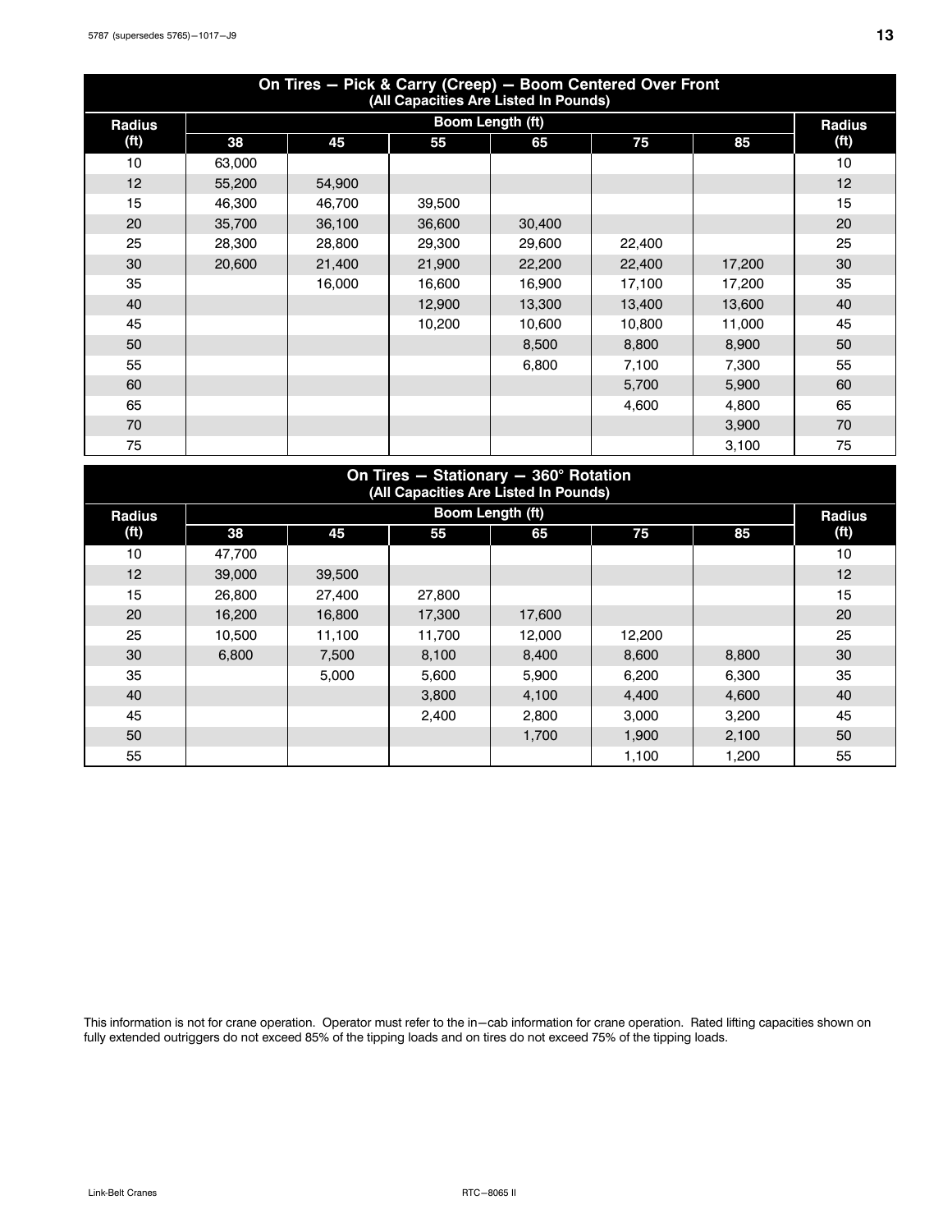| On Tires — Pick & Carry (Creep) — Boom Centered Over Front (All Capacities Are Listed In Pounds) | | | | | | | |
|---|---|---|---|---|---|---|---|
| Radius (ft) | Boom Length (ft) | | | | | | Radius (ft) |
| | 38 | 45 | 55 | 65 | 75 | 85 | |
| 10 | 63,000 | | | | | | 10 |
| 12 | 55,200 | 54,900 | | | | | 12 |
| 15 | 46,300 | 46,700 | 39,500 | | | | 15 |
| 20 | 35,700 | 36,100 | 36,600 | 30,400 | | | 20 |
| 25 | 28,300 | 28,800 | 29,300 | 29,600 | 22,400 | | 25 |
| 30 | 20,600 | 21,400 | 21,900 | 22,200 | 22,400 | 17,200 | 30 |
| 35 | | 16,000 | 16,600 | 16,900 | 17,100 | 17,200 | 35 |
| 40 | | | 12,900 | 13,300 | 13,400 | 13,600 | 40 |
| 45 | | | 10,200 | 10,600 | 10,800 | 11,000 | 45 |
| 50 | | | | 8,500 | 8,800 | 8,900 | 50 |
| 55 | | | | 6,800 | 7,100 | 7,300 | 55 |
| 60 | | | | | 5,700 | 5,900 | 60 |
| 65 | | | | | 4,600 | 4,800 | 65 |
| 70 | | | | | | 3,900 | 70 |
| 75 | | | | | | 3,100 | 75 |

| On Tires — Stationary — 360° Rotation (All Capacities Are Listed In Pounds) | | | | | | | |
|---|---|---|---|---|---|---|---|
| Radius (ft) | Boom Length (ft) | | | | | | Radius (ft) |
| | 38 | 45 | 55 | 65 | 75 | 85 | |
| 10 | 47,700 | | | | | | 10 |
| 12 | 39,000 | 39,500 | | | | | 12 |
| 15 | 26,800 | 27,400 | 27,800 | | | | 15 |
| 20 | 16,200 | 16,800 | 17,300 | 17,600 | | | 20 |
| 25 | 10,500 | 11,100 | 11,700 | 12,000 | 12,200 | | 25 |
| 30 | 6,800 | 7,500 | 8,100 | 8,400 | 8,600 | 8,800 | 30 |
| 35 | | 5,000 | 5,600 | 5,900 | 6,200 | 6,300 | 35 |
| 40 | | | 3,800 | 4,100 | 4,400 | 4,600 | 40 |
| 45 | | | 2,400 | 2,800 | 3,000 | 3,200 | 45 |
| 50 | | | | 1,700 | 1,900 | 2,100 | 50 |
| 55 | | | | | 1,100 | 1,200 | 55 |

This information is not for crane operation. Operator must refer to the in−cab information for crane operation. Rated lifting capacities shown on fully extended outriggers do not exceed 85% of the tipping loads and on tires do not exceed 75% of the tipping loads.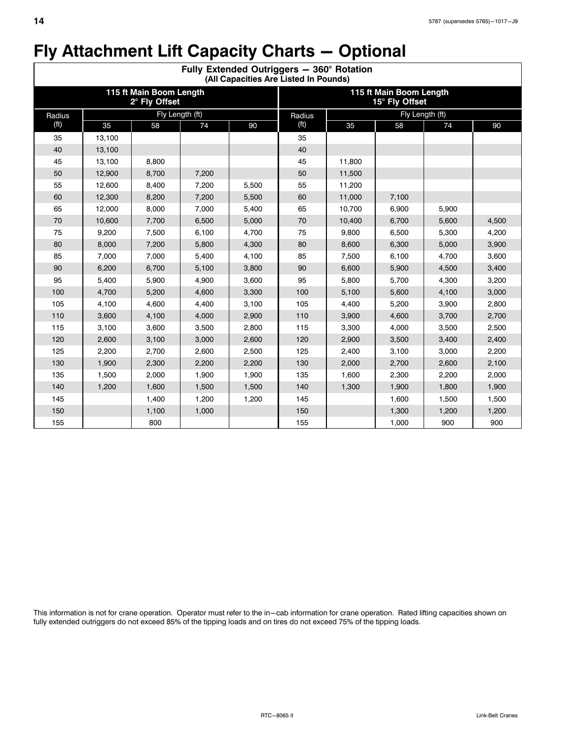# Fly Attachment Lift Capacity Charts — Optional

| Fully Extended Outriggers — 360° Rotation (All Capacities Are Listed In Pounds) | | | | | | | | | |
|---|---|---|---|---|---|---|---|---|---|
| 115 ft Main Boom Length 2° Fly Offset | | | | | 115 ft Main Boom Length 15° Fly Offset | | | | |
| Radius (ft) | Fly Length (ft) | | | | Radius (ft) | Fly Length (ft) | | | |
| | 35 | 58 | 74 | 90 | | 35 | 58 | 74 | 90 |
| 35 | 13,100 | | | | 35 | | | | |
| 40 | 13,100 | | | | 40 | | | | |
| 45 | 13,100 | 8,800 | | | 45 | 11,800 | | | |
| 50 | 12,900 | 8,700 | 7,200 | | 50 | 11,500 | | | |
| 55 | 12,600 | 8,400 | 7,200 | 5,500 | 55 | 11,200 | | | |
| 60 | 12,300 | 8,200 | 7,200 | 5,500 | 60 | 11,000 | 7,100 | | |
| 65 | 12,000 | 8,000 | 7,000 | 5,400 | 65 | 10,700 | 6,900 | 5,900 | |
| 70 | 10,600 | 7,700 | 6,500 | 5,000 | 70 | 10,400 | 6,700 | 5,600 | 4,500 |
| 75 | 9,200 | 7,500 | 6,100 | 4,700 | 75 | 9,800 | 6,500 | 5,300 | 4,200 |
| 80 | 8,000 | 7,200 | 5,800 | 4,300 | 80 | 8,600 | 6,300 | 5,000 | 3,900 |
| 85 | 7,000 | 7,000 | 5,400 | 4,100 | 85 | 7,500 | 6,100 | 4,700 | 3,600 |
| 90 | 6,200 | 6,700 | 5,100 | 3,800 | 90 | 6,600 | 5,900 | 4,500 | 3,400 |
| 95 | 5,400 | 5,900 | 4,900 | 3,600 | 95 | 5,800 | 5,700 | 4,300 | 3,200 |
| 100 | 4,700 | 5,200 | 4,600 | 3,300 | 100 | 5,100 | 5,600 | 4,100 | 3,000 |
| 105 | 4,100 | 4,600 | 4,400 | 3,100 | 105 | 4,400 | 5,200 | 3,900 | 2,800 |
| 110 | 3,600 | 4,100 | 4,000 | 2,900 | 110 | 3,900 | 4,600 | 3,700 | 2,700 |
| 115 | 3,100 | 3,600 | 3,500 | 2,800 | 115 | 3,300 | 4,000 | 3,500 | 2,500 |
| 120 | 2,600 | 3,100 | 3,000 | 2,600 | 120 | 2,900 | 3,500 | 3,400 | 2,400 |
| 125 | 2,200 | 2,700 | 2,600 | 2,500 | 125 | 2,400 | 3,100 | 3,000 | 2,200 |
| 130 | 1,900 | 2,300 | 2,200 | 2,200 | 130 | 2,000 | 2,700 | 2,600 | 2,100 |
| 135 | 1,500 | 2,000 | 1,900 | 1,900 | 135 | 1,600 | 2,300 | 2,200 | 2,000 |
| 140 | 1,200 | 1,600 | 1,500 | 1,500 | 140 | 1,300 | 1,900 | 1,800 | 1,900 |
| 145 | | 1,400 | 1,200 | 1,200 | 145 | | 1,600 | 1,500 | 1,500 |
| 150 | | 1,100 | 1,000 | | 150 | | 1,300 | 1,200 | 1,200 |
| 155 | | 800 | | | 155 | | 1,000 | 900 | 900 |

This information is not for crane operation. Operator must refer to the in−cab information for crane operation. Rated lifting capacities shown on fully extended outriggers do not exceed 85% of the tipping loads and on tires do not exceed 75% of the tipping loads.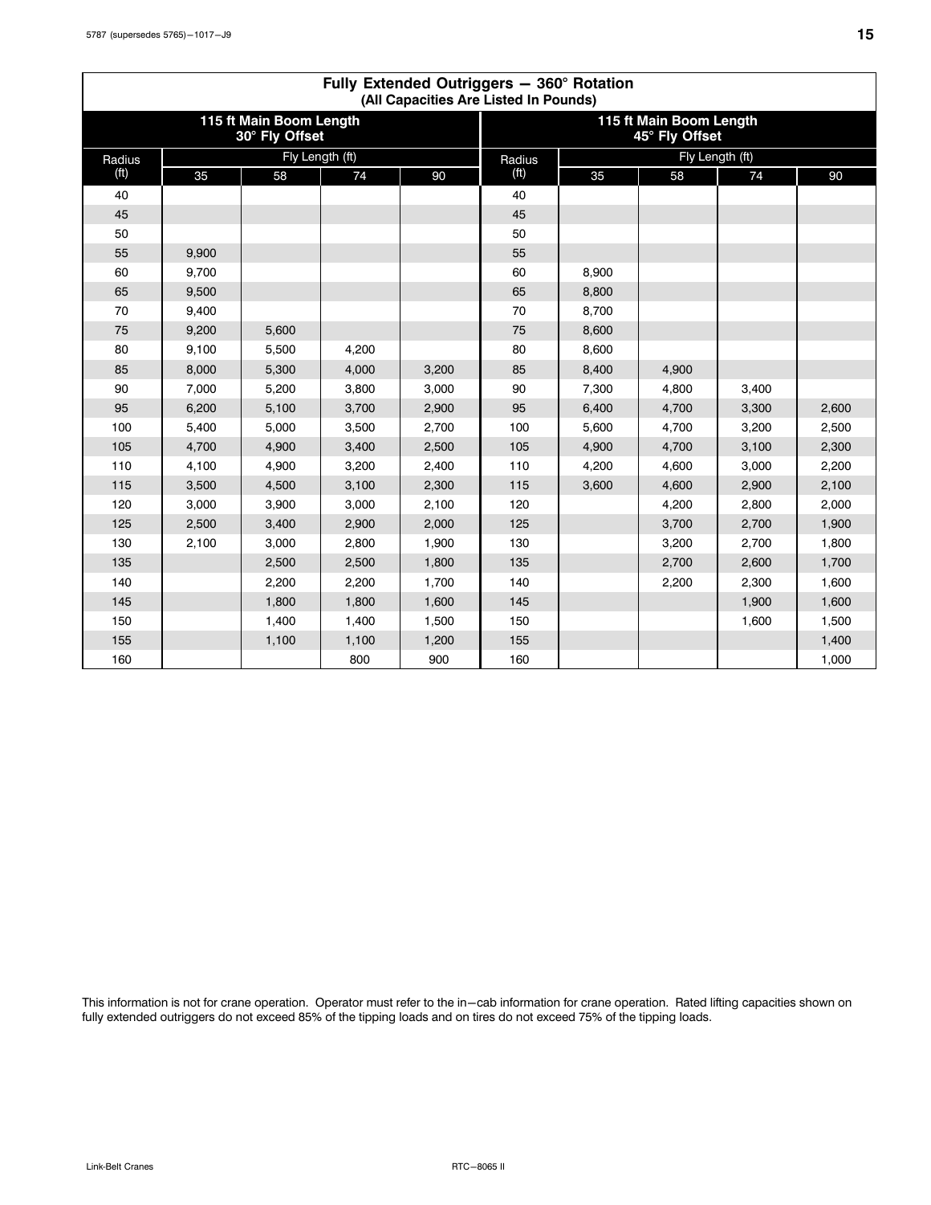## Fully Extended Outriggers — 360° Rotation

(All Capacities Are Listed In Pounds)

| 115 ft Main Boom Length 30° Fly Offset | | | | | 115 ft Main Boom Length 45° Fly Offset | | | | |
|---|---|---|---|---|---|---|---|---|---|
| Radius (ft) | Fly Length (ft) | | | | Radius (ft) | Fly Length (ft) | | | |
| | 35 | 58 | 74 | 90 | | 35 | 58 | 74 | 90 |
| 40 | | | | | 40 | | | | |
| 45 | | | | | 45 | | | | |
| 50 | | | | | 50 | | | | |
| 55 | 9,900 | | | | 55 | | | | |
| 60 | 9,700 | | | | 60 | 8,900 | | | |
| 65 | 9,500 | | | | 65 | 8,800 | | | |
| 70 | 9,400 | | | | 70 | 8,700 | | | |
| 75 | 9,200 | 5,600 | | | 75 | 8,600 | | | |
| 80 | 9,100 | 5,500 | 4,200 | | 80 | 8,600 | | | |
| 85 | 8,000 | 5,300 | 4,000 | 3,200 | 85 | 8,400 | 4,900 | | |
| 90 | 7,000 | 5,200 | 3,800 | 3,000 | 90 | 7,300 | 4,800 | 3,400 | |
| 95 | 6,200 | 5,100 | 3,700 | 2,900 | 95 | 6,400 | 4,700 | 3,300 | 2,600 |
| 100 | 5,400 | 5,000 | 3,500 | 2,700 | 100 | 5,600 | 4,700 | 3,200 | 2,500 |
| 105 | 4,700 | 4,900 | 3,400 | 2,500 | 105 | 4,900 | 4,700 | 3,100 | 2,300 |
| 110 | 4,100 | 4,900 | 3,200 | 2,400 | 110 | 4,200 | 4,600 | 3,000 | 2,200 |
| 115 | 3,500 | 4,500 | 3,100 | 2,300 | 115 | 3,600 | 4,600 | 2,900 | 2,100 |
| 120 | 3,000 | 3,900 | 3,000 | 2,100 | 120 | | 4,200 | 2,800 | 2,000 |
| 125 | 2,500 | 3,400 | 2,900 | 2,000 | 125 | | 3,700 | 2,700 | 1,900 |
| 130 | 2,100 | 3,000 | 2,800 | 1,900 | 130 | | 3,200 | 2,700 | 1,800 |
| 135 | | 2,500 | 2,500 | 1,800 | 135 | | 2,700 | 2,600 | 1,700 |
| 140 | | 2,200 | 2,200 | 1,700 | 140 | | 2,200 | 2,300 | 1,600 |
| 145 | | 1,800 | 1,800 | 1,600 | 145 | | | 1,900 | 1,600 |
| 150 | | 1,400 | 1,400 | 1,500 | 150 | | | 1,600 | 1,500 |
| 155 | | 1,100 | 1,100 | 1,200 | 155 | | | | 1,400 |
| 160 | | | 800 | 900 | 160 | | | | 1,000 |

This information is not for crane operation. Operator must refer to the in−cab information for crane operation. Rated lifting capacities shown on fully extended outriggers do not exceed 85% of the tipping loads and on tires do not exceed 75% of the tipping loads.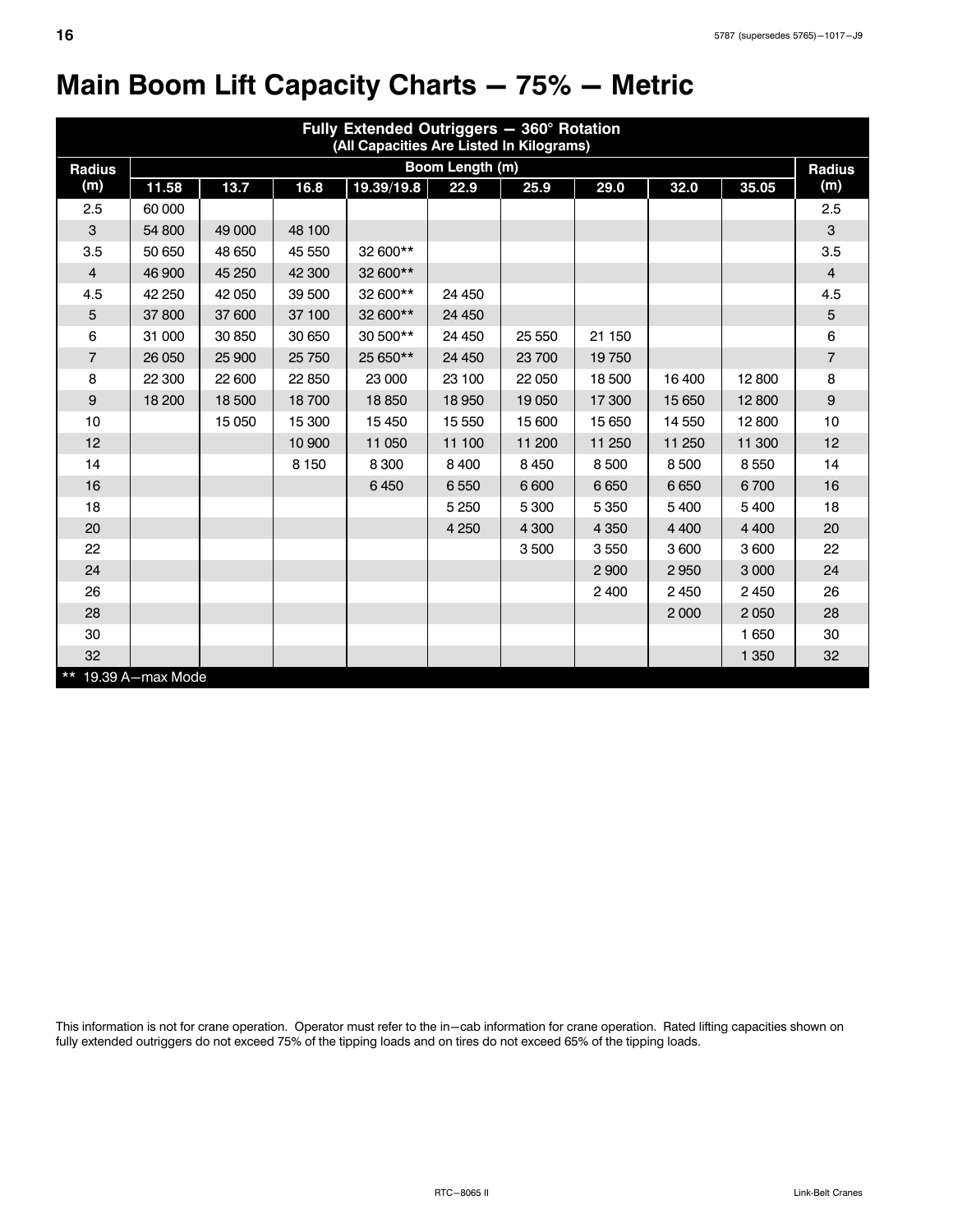# Main Boom Lift Capacity Charts — 75% — Metric

| Fully Extended Outriggers — 360° Rotation (All Capacities Are Listed In Kilograms) | | | | | | | | | | |
|---|---|---|---|---|---|---|---|---|---|---|
| Radius (m) | Boom Length (m) | | | | | | | | | Radius (m) |
| | 11.58 | 13.7 | 16.8 | 19.39/19.8 | 22.9 | 25.9 | 29.0 | 32.0 | 35.05 | |
| 2.5 | 60 000 | | | | | | | | | 2.5 |
| 3 | 54 800 | 49 000 | 48 100 | | | | | | | 3 |
| 3.5 | 50 650 | 48 650 | 45 550 | 32 600** | | | | | | 3.5 |
| 4 | 46 900 | 45 250 | 42 300 | 32 600** | | | | | | 4 |
| 4.5 | 42 250 | 42 050 | 39 500 | 32 600** | 24 450 | | | | | 4.5 |
| 5 | 37 800 | 37 600 | 37 100 | 32 600** | 24 450 | | | | | 5 |
| 6 | 31 000 | 30 850 | 30 650 | 30 500** | 24 450 | 25 550 | 21 150 | | | 6 |
| 7 | 26 050 | 25 900 | 25 750 | 25 650** | 24 450 | 23 700 | 19 750 | | | 7 |
| 8 | 22 300 | 22 600 | 22 850 | 23 000 | 23 100 | 22 050 | 18 500 | 16 400 | 12 800 | 8 |
| 9 | 18 200 | 18 500 | 18 700 | 18 850 | 18 950 | 19 050 | 17 300 | 15 650 | 12 800 | 9 |
| 10 | | 15 050 | 15 300 | 15 450 | 15 550 | 15 600 | 15 650 | 14 550 | 12 800 | 10 |
| 12 | | | 10 900 | 11 050 | 11 100 | 11 200 | 11 250 | 11 250 | 11 300 | 12 |
| 14 | | | 8 150 | 8 300 | 8 400 | 8 450 | 8 500 | 8 500 | 8 550 | 14 |
| 16 | | | | 6 450 | 6 550 | 6 600 | 6 650 | 6 650 | 6 700 | 16 |
| 18 | | | | | 5 250 | 5 300 | 5 350 | 5 400 | 5 400 | 18 |
| 20 | | | | | 4 250 | 4 300 | 4 350 | 4 400 | 4 400 | 20 |
| 22 | | | | | | 3 500 | 3 550 | 3 600 | 3 600 | 22 |
| 24 | | | | | | | 2 900 | 2 950 | 3 000 | 24 |
| 26 | | | | | | | 2 400 | 2 450 | 2 450 | 26 |
| 28 | | | | | | | | 2 000 | 2 050 | 28 |
| 30 | | | | | | | | | 1 650 | 30 |
| 32 | | | | | | | | | 1 350 | 32 |

** 19.39 A—max Mode

This information is not for crane operation. Operator must refer to the in—cab information for crane operation. Rated lifting capacities shown on fully extended outriggers do not exceed 75% of the tipping loads and on tires do not exceed 65% of the tipping loads.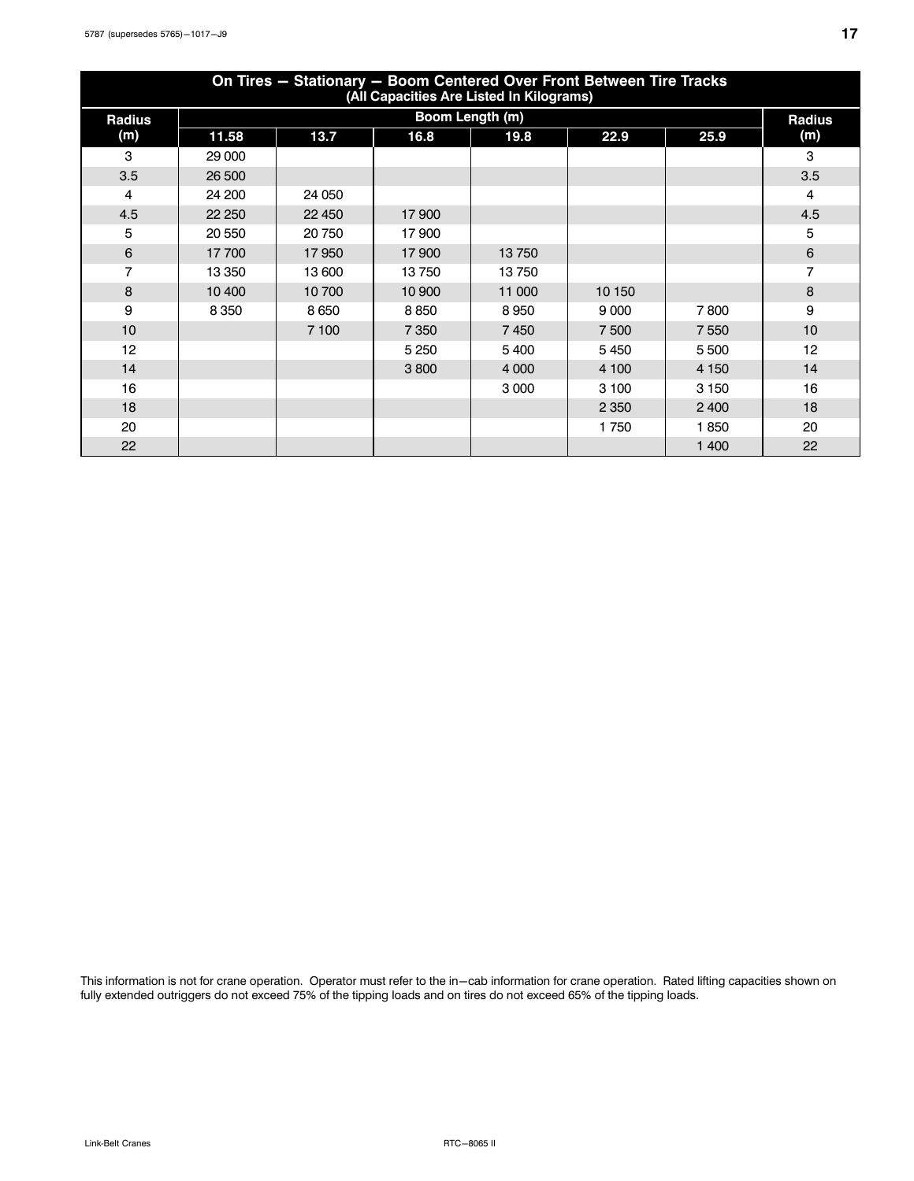| On Tires — Stationary — Boom Centered Over Front Between Tire Tracks (All Capacities Are Listed In Kilograms) | | | | | | | |
|---|---|---|---|---|---|---|---|
| Radius (m) | Boom Length (m) | | | | | | Radius (m) |
| | 11.58 | 13.7 | 16.8 | 19.8 | 22.9 | 25.9 | |
| 3 | 29 000 | | | | | | 3 |
| 3.5 | 26 500 | | | | | | 3.5 |
| 4 | 24 200 | 24 050 | | | | | 4 |
| 4.5 | 22 250 | 22 450 | 17 900 | | | | 4.5 |
| 5 | 20 550 | 20 750 | 17 900 | | | | 5 |
| 6 | 17 700 | 17 950 | 17 900 | 13 750 | | | 6 |
| 7 | 13 350 | 13 600 | 13 750 | 13 750 | | | 7 |
| 8 | 10 400 | 10 700 | 10 900 | 11 000 | 10 150 | | 8 |
| 9 | 8 350 | 8 650 | 8 850 | 8 950 | 9 000 | 7 800 | 9 |
| 10 | | 7 100 | 7 350 | 7 450 | 7 500 | 7 550 | 10 |
| 12 | | | 5 250 | 5 400 | 5 450 | 5 500 | 12 |
| 14 | | | 3 800 | 4 000 | 4 100 | 4 150 | 14 |
| 16 | | | | 3 000 | 3 100 | 3 150 | 16 |
| 18 | | | | | 2 350 | 2 400 | 18 |
| 20 | | | | | 1 750 | 1 850 | 20 |
| 22 | | | | | | 1 400 | 22 |

This information is not for crane operation. Operator must refer to the in−cab information for crane operation. Rated lifting capacities shown on fully extended outriggers do not exceed 75% of the tipping loads and on tires do not exceed 65% of the tipping loads.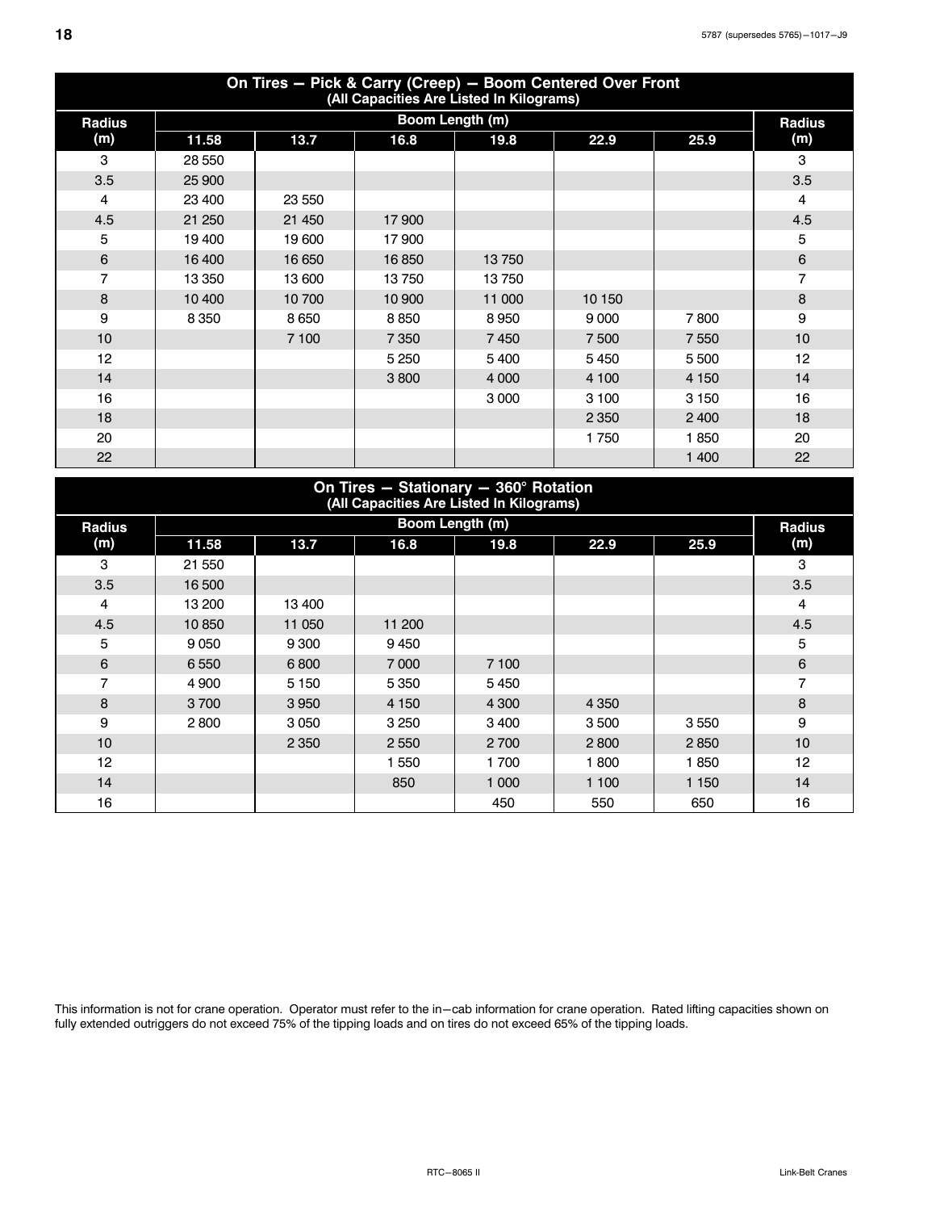## On Tires — Pick & Carry (Creep) — Boom Centered Over Front
(All Capacities Are Listed In Kilograms)

| Radius (m) | Boom Length (m) | | | | | | Radius (m) |
|---|---|---|---|---|---|---|---|
| | 11.58 | 13.7 | 16.8 | 19.8 | 22.9 | 25.9 | |
| 3 | 28 550 | | | | | | 3 |
| 3.5 | 25 900 | | | | | | 3.5 |
| 4 | 23 400 | 23 550 | | | | | 4 |
| 4.5 | 21 250 | 21 450 | 17 900 | | | | 4.5 |
| 5 | 19 400 | 19 600 | 17 900 | | | | 5 |
| 6 | 16 400 | 16 650 | 16 850 | 13 750 | | | 6 |
| 7 | 13 350 | 13 600 | 13 750 | 13 750 | | | 7 |
| 8 | 10 400 | 10 700 | 10 900 | 11 000 | 10 150 | | 8 |
| 9 | 8 350 | 8 650 | 8 850 | 8 950 | 9 000 | 7 800 | 9 |
| 10 | | 7 100 | 7 350 | 7 450 | 7 500 | 7 550 | 10 |
| 12 | | | 5 250 | 5 400 | 5 450 | 5 500 | 12 |
| 14 | | | 3 800 | 4 000 | 4 100 | 4 150 | 14 |
| 16 | | | | 3 000 | 3 100 | 3 150 | 16 |
| 18 | | | | | 2 350 | 2 400 | 18 |
| 20 | | | | | 1 750 | 1 850 | 20 |
| 22 | | | | | | 1 400 | 22 |

## On Tires — Stationary — 360° Rotation
(All Capacities Are Listed In Kilograms)

| Radius (m) | Boom Length (m) | | | | | | Radius (m) |
|---|---|---|---|---|---|---|---|
| | 11.58 | 13.7 | 16.8 | 19.8 | 22.9 | 25.9 | |
| 3 | 21 550 | | | | | | 3 |
| 3.5 | 16 500 | | | | | | 3.5 |
| 4 | 13 200 | 13 400 | | | | | 4 |
| 4.5 | 10 850 | 11 050 | 11 200 | | | | 4.5 |
| 5 | 9 050 | 9 300 | 9 450 | | | | 5 |
| 6 | 6 550 | 6 800 | 7 000 | 7 100 | | | 6 |
| 7 | 4 900 | 5 150 | 5 350 | 5 450 | | | 7 |
| 8 | 3 700 | 3 950 | 4 150 | 4 300 | 4 350 | | 8 |
| 9 | 2 800 | 3 050 | 3 250 | 3 400 | 3 500 | 3 550 | 9 |
| 10 | | 2 350 | 2 550 | 2 700 | 2 800 | 2 850 | 10 |
| 12 | | | 1 550 | 1 700 | 1 800 | 1 850 | 12 |
| 14 | | | 850 | 1 000 | 1 100 | 1 150 | 14 |
| 16 | | | | 450 | 550 | 650 | 16 |

This information is not for crane operation. Operator must refer to the in−cab information for crane operation. Rated lifting capacities shown on fully extended outriggers do not exceed 75% of the tipping loads and on tires do not exceed 65% of the tipping loads.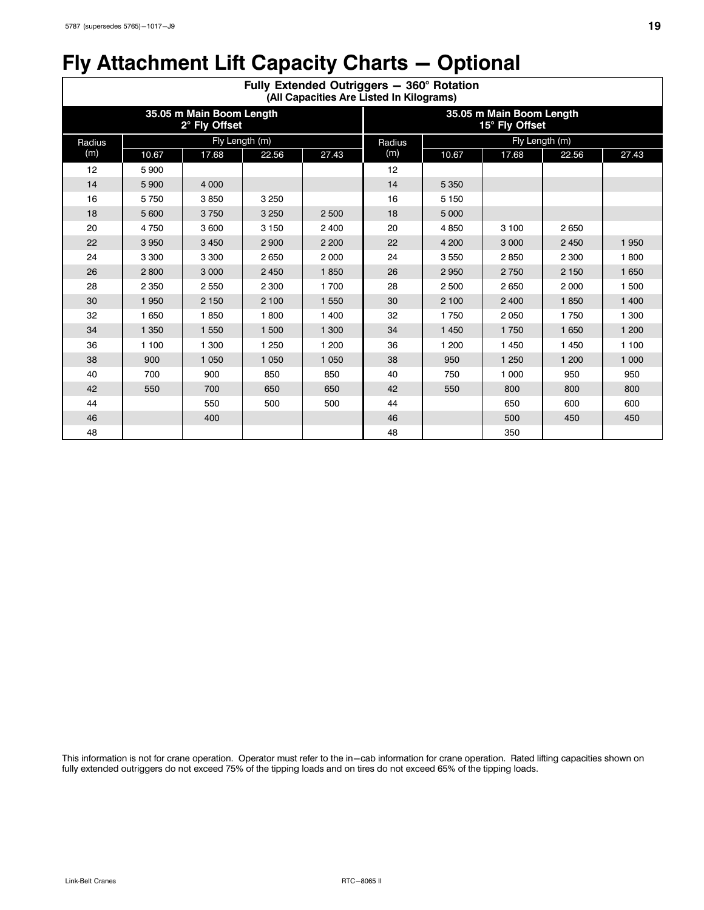# Fly Attachment Lift Capacity Charts — Optional

**Fully Extended Outriggers — 360° Rotation**
**(All Capacities Are Listed In Kilograms)**

| 35.05 m Main Boom Length 2° Fly Offset | | | | | 35.05 m Main Boom Length 15° Fly Offset | | | | |
|---|---|---|---|---|---|---|---|---|---|
| Radius (m) | Fly Length (m) | | | | Radius (m) | Fly Length (m) | | | |
| | 10.67 | 17.68 | 22.56 | 27.43 | | 10.67 | 17.68 | 22.56 | 27.43 |
| 12 | 5 900 | | | | 12 | | | | |
| 14 | 5 900 | 4 000 | | | 14 | 5 350 | | | |
| 16 | 5 750 | 3 850 | 3 250 | | 16 | 5 150 | | | |
| 18 | 5 600 | 3 750 | 3 250 | 2 500 | 18 | 5 000 | | | |
| 20 | 4 750 | 3 600 | 3 150 | 2 400 | 20 | 4 850 | 3 100 | 2 650 | |
| 22 | 3 950 | 3 450 | 2 900 | 2 200 | 22 | 4 200 | 3 000 | 2 450 | 1 950 |
| 24 | 3 300 | 3 300 | 2 650 | 2 000 | 24 | 3 550 | 2 850 | 2 300 | 1 800 |
| 26 | 2 800 | 3 000 | 2 450 | 1 850 | 26 | 2 950 | 2 750 | 2 150 | 1 650 |
| 28 | 2 350 | 2 550 | 2 300 | 1 700 | 28 | 2 500 | 2 650 | 2 000 | 1 500 |
| 30 | 1 950 | 2 150 | 2 100 | 1 550 | 30 | 2 100 | 2 400 | 1 850 | 1 400 |
| 32 | 1 650 | 1 850 | 1 800 | 1 400 | 32 | 1 750 | 2 050 | 1 750 | 1 300 |
| 34 | 1 350 | 1 550 | 1 500 | 1 300 | 34 | 1 450 | 1 750 | 1 650 | 1 200 |
| 36 | 1 100 | 1 300 | 1 250 | 1 200 | 36 | 1 200 | 1 450 | 1 450 | 1 100 |
| 38 | 900 | 1 050 | 1 050 | 1 050 | 38 | 950 | 1 250 | 1 200 | 1 000 |
| 40 | 700 | 900 | 850 | 850 | 40 | 750 | 1 000 | 950 | 950 |
| 42 | 550 | 700 | 650 | 650 | 42 | 550 | 800 | 800 | 800 |
| 44 | | 550 | 500 | 500 | 44 | | 650 | 600 | 600 |
| 46 | | 400 | | | 46 | | 500 | 450 | 450 |
| 48 | | | | | 48 | | 350 | | |

This information is not for crane operation. Operator must refer to the in−cab information for crane operation. Rated lifting capacities shown on fully extended outriggers do not exceed 75% of the tipping loads and on tires do not exceed 65% of the tipping loads.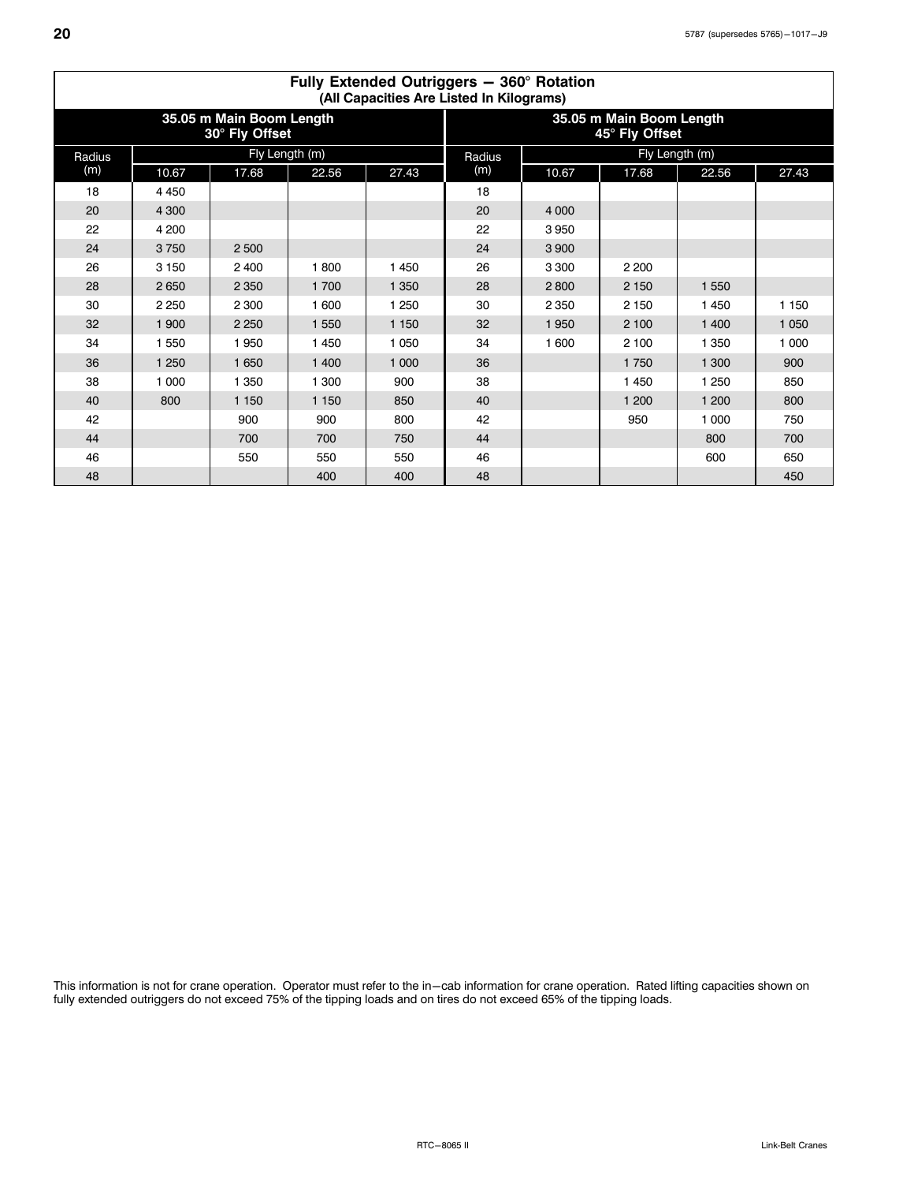# Fully Extended Outriggers — 360° Rotation

**(All Capacities Are Listed In Kilograms)**

| 35.05 m Main Boom Length 30° Fly Offset | | | | | 35.05 m Main Boom Length 45° Fly Offset | | | | |
|---|---|---|---|---|---|---|---|---|---|
| Radius (m) | Fly Length (m) | | | | Radius (m) | Fly Length (m) | | | |
| | 10.67 | 17.68 | 22.56 | 27.43 | | 10.67 | 17.68 | 22.56 | 27.43 |
| 18 | 4 450 | | | | 18 | | | | |
| 20 | 4 300 | | | | 20 | 4 000 | | | |
| 22 | 4 200 | | | | 22 | 3 950 | | | |
| 24 | 3 750 | 2 500 | | | 24 | 3 900 | | | |
| 26 | 3 150 | 2 400 | 1 800 | 1 450 | 26 | 3 300 | 2 200 | | |
| 28 | 2 650 | 2 350 | 1 700 | 1 350 | 28 | 2 800 | 2 150 | 1 550 | |
| 30 | 2 250 | 2 300 | 1 600 | 1 250 | 30 | 2 350 | 2 150 | 1 450 | 1 150 |
| 32 | 1 900 | 2 250 | 1 550 | 1 150 | 32 | 1 950 | 2 100 | 1 400 | 1 050 |
| 34 | 1 550 | 1 950 | 1 450 | 1 050 | 34 | 1 600 | 2 100 | 1 350 | 1 000 |
| 36 | 1 250 | 1 650 | 1 400 | 1 000 | 36 | | 1 750 | 1 300 | 900 |
| 38 | 1 000 | 1 350 | 1 300 | 900 | 38 | | 1 450 | 1 250 | 850 |
| 40 | 800 | 1 150 | 1 150 | 850 | 40 | | 1 200 | 1 200 | 800 |
| 42 | | 900 | 900 | 800 | 42 | | 950 | 1 000 | 750 |
| 44 | | 700 | 700 | 750 | 44 | | | 800 | 700 |
| 46 | | 550 | 550 | 550 | 46 | | | 600 | 650 |
| 48 | | | 400 | 400 | 48 | | | | 450 |

This information is not for crane operation. Operator must refer to the in−cab information for crane operation. Rated lifting capacities shown on fully extended outriggers do not exceed 75% of the tipping loads and on tires do not exceed 65% of the tipping loads.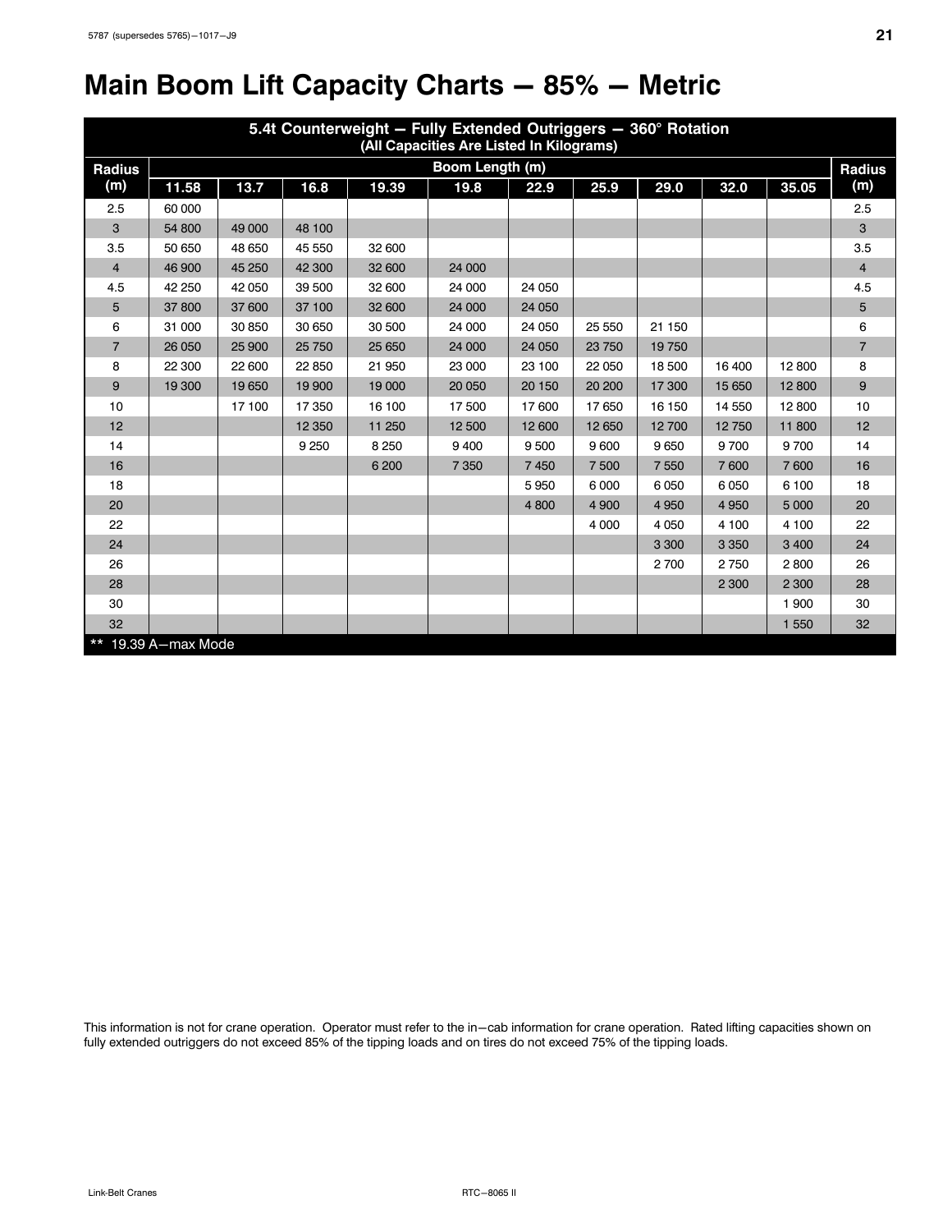# Main Boom Lift Capacity Charts — 85% — Metric

| 5.4t Counterweight — Fully Extended Outriggers — 360° Rotation (All Capacities Are Listed In Kilograms) | | | | | | | | | | | |
|---|---|---|---|---|---|---|---|---|---|---|---|
| Radius (m) | Boom Length (m) | | | | | | | | | | Radius (m) |
| | 11.58 | 13.7 | 16.8 | 19.39 | 19.8 | 22.9 | 25.9 | 29.0 | 32.0 | 35.05 | |
| 2.5 | 60 000 | | | | | | | | | | 2.5 |
| 3 | 54 800 | 49 000 | 48 100 | | | | | | | | 3 |
| 3.5 | 50 650 | 48 650 | 45 550 | 32 600 | | | | | | | 3.5 |
| 4 | 46 900 | 45 250 | 42 300 | 32 600 | 24 000 | | | | | | 4 |
| 4.5 | 42 250 | 42 050 | 39 500 | 32 600 | 24 000 | 24 050 | | | | | 4.5 |
| 5 | 37 800 | 37 600 | 37 100 | 32 600 | 24 000 | 24 050 | | | | | 5 |
| 6 | 31 000 | 30 850 | 30 650 | 30 500 | 24 000 | 24 050 | 25 550 | 21 150 | | | 6 |
| 7 | 26 050 | 25 900 | 25 750 | 25 650 | 24 000 | 24 050 | 23 750 | 19 750 | | | 7 |
| 8 | 22 300 | 22 600 | 22 850 | 21 950 | 23 000 | 23 100 | 22 050 | 18 500 | 16 400 | 12 800 | 8 |
| 9 | 19 300 | 19 650 | 19 900 | 19 000 | 20 050 | 20 150 | 20 200 | 17 300 | 15 650 | 12 800 | 9 |
| 10 | | 17 100 | 17 350 | 16 100 | 17 500 | 17 600 | 17 650 | 16 150 | 14 550 | 12 800 | 10 |
| 12 | | | 12 350 | 11 250 | 12 500 | 12 600 | 12 650 | 12 700 | 12 750 | 11 800 | 12 |
| 14 | | | 9 250 | 8 250 | 9 400 | 9 500 | 9 600 | 9 650 | 9 700 | 9 700 | 14 |
| 16 | | | | 6 200 | 7 350 | 7 450 | 7 500 | 7 550 | 7 600 | 7 600 | 16 |
| 18 | | | | | | 5 950 | 6 000 | 6 050 | 6 050 | 6 100 | 18 |
| 20 | | | | | | 4 800 | 4 900 | 4 950 | 4 950 | 5 000 | 20 |
| 22 | | | | | | | 4 000 | 4 050 | 4 100 | 4 100 | 22 |
| 24 | | | | | | | | 3 300 | 3 350 | 3 400 | 24 |
| 26 | | | | | | | | 2 700 | 2 750 | 2 800 | 26 |
| 28 | | | | | | | | | 2 300 | 2 300 | 28 |
| 30 | | | | | | | | | | 1 900 | 30 |
| 32 | | | | | | | | | | 1 550 | 32 |

** 19.39 A—max Mode

This information is not for crane operation. Operator must refer to the in—cab information for crane operation. Rated lifting capacities shown on fully extended outriggers do not exceed 85% of the tipping loads and on tires do not exceed 75% of the tipping loads.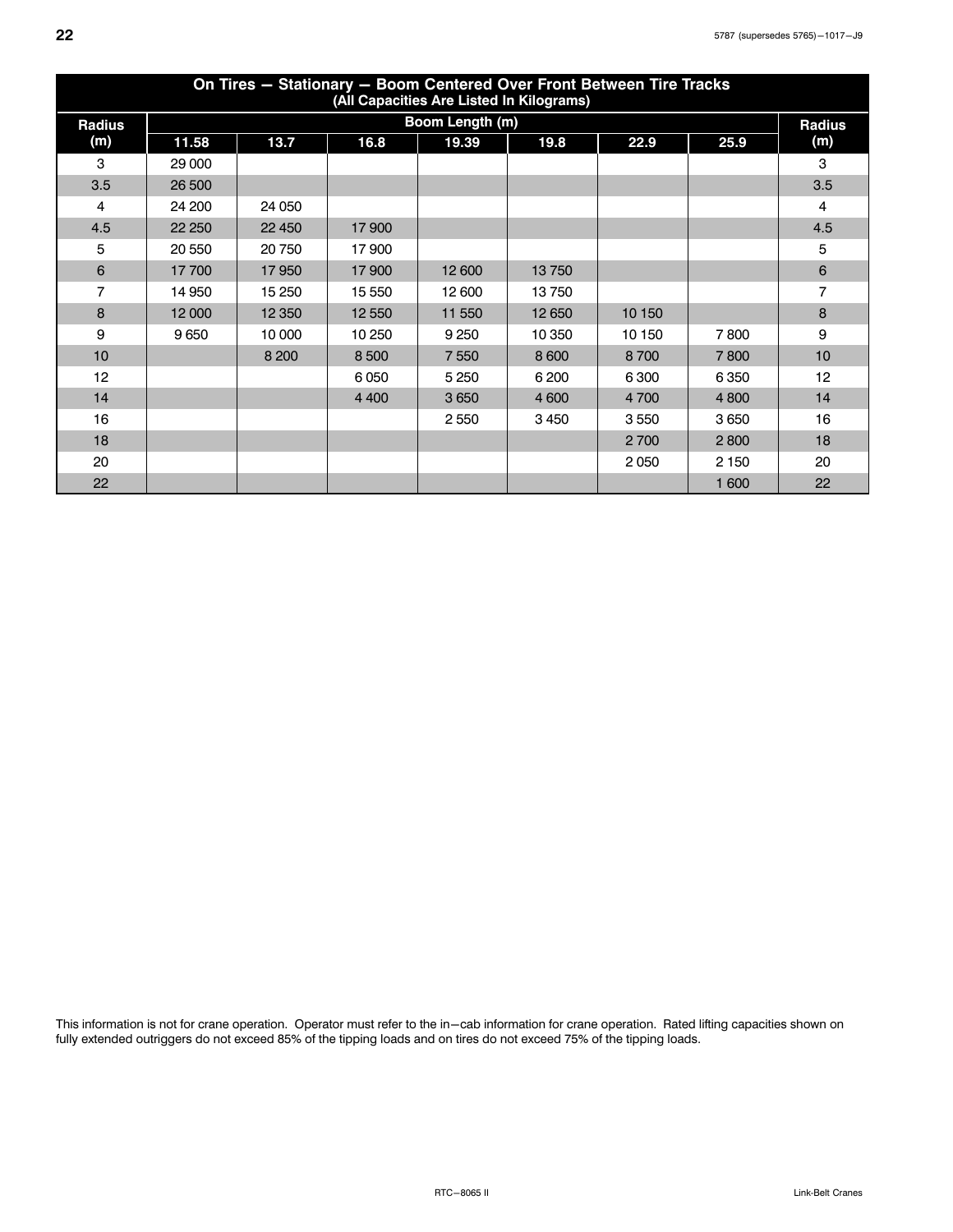| On Tires — Stationary — Boom Centered Over Front Between Tire Tracks (All Capacities Are Listed In Kilograms) | | | | | | | | |
|---|---|---|---|---|---|---|---|---|
| Radius (m) | Boom Length (m) | | | | | | | Radius (m) |
| | 11.58 | 13.7 | 16.8 | 19.39 | 19.8 | 22.9 | 25.9 | |
| 3 | 29 000 | | | | | | | 3 |
| 3.5 | 26 500 | | | | | | | 3.5 |
| 4 | 24 200 | 24 050 | | | | | | 4 |
| 4.5 | 22 250 | 22 450 | 17 900 | | | | | 4.5 |
| 5 | 20 550 | 20 750 | 17 900 | | | | | 5 |
| 6 | 17 700 | 17 950 | 17 900 | 12 600 | 13 750 | | | 6 |
| 7 | 14 950 | 15 250 | 15 550 | 12 600 | 13 750 | | | 7 |
| 8 | 12 000 | 12 350 | 12 550 | 11 550 | 12 650 | 10 150 | | 8 |
| 9 | 9 650 | 10 000 | 10 250 | 9 250 | 10 350 | 10 150 | 7 800 | 9 |
| 10 | | 8 200 | 8 500 | 7 550 | 8 600 | 8 700 | 7 800 | 10 |
| 12 | | | 6 050 | 5 250 | 6 200 | 6 300 | 6 350 | 12 |
| 14 | | | 4 400 | 3 650 | 4 600 | 4 700 | 4 800 | 14 |
| 16 | | | | 2 550 | 3 450 | 3 550 | 3 650 | 16 |
| 18 | | | | | | 2 700 | 2 800 | 18 |
| 20 | | | | | | 2 050 | 2 150 | 20 |
| 22 | | | | | | | 1 600 | 22 |

This information is not for crane operation. Operator must refer to the in−cab information for crane operation. Rated lifting capacities shown on fully extended outriggers do not exceed 85% of the tipping loads and on tires do not exceed 75% of the tipping loads.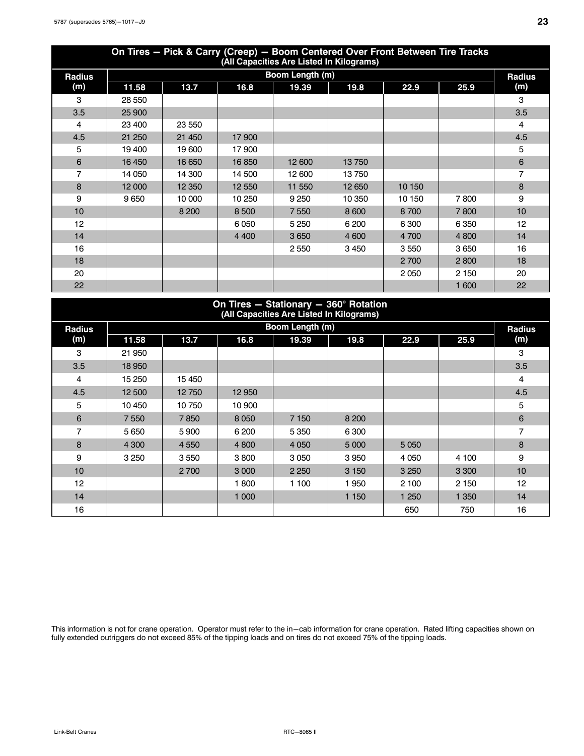## On Tires — Pick & Carry (Creep) — Boom Centered Over Front Between Tire Tracks
(All Capacities Are Listed In Kilograms)

| Radius (m) | Boom Length (m) | | | | | | | Radius (m) |
|---|---|---|---|---|---|---|---|---|
| | 11.58 | 13.7 | 16.8 | 19.39 | 19.8 | 22.9 | 25.9 | |
| 3 | 28 550 | | | | | | | 3 |
| 3.5 | 25 900 | | | | | | | 3.5 |
| 4 | 23 400 | 23 550 | | | | | | 4 |
| 4.5 | 21 250 | 21 450 | 17 900 | | | | | 4.5 |
| 5 | 19 400 | 19 600 | 17 900 | | | | | 5 |
| 6 | 16 450 | 16 650 | 16 850 | 12 600 | 13 750 | | | 6 |
| 7 | 14 050 | 14 300 | 14 500 | 12 600 | 13 750 | | | 7 |
| 8 | 12 000 | 12 350 | 12 550 | 11 550 | 12 650 | 10 150 | | 8 |
| 9 | 9 650 | 10 000 | 10 250 | 9 250 | 10 350 | 10 150 | 7 800 | 9 |
| 10 | | 8 200 | 8 500 | 7 550 | 8 600 | 8 700 | 7 800 | 10 |
| 12 | | | 6 050 | 5 250 | 6 200 | 6 300 | 6 350 | 12 |
| 14 | | | 4 400 | 3 650 | 4 600 | 4 700 | 4 800 | 14 |
| 16 | | | | 2 550 | 3 450 | 3 550 | 3 650 | 16 |
| 18 | | | | | | 2 700 | 2 800 | 18 |
| 20 | | | | | | 2 050 | 2 150 | 20 |
| 22 | | | | | | | 1 600 | 22 |

## On Tires — Stationary — 360° Rotation
(All Capacities Are Listed In Kilograms)

| Radius (m) | Boom Length (m) | | | | | | | Radius (m) |
|---|---|---|---|---|---|---|---|---|
| | 11.58 | 13.7 | 16.8 | 19.39 | 19.8 | 22.9 | 25.9 | |
| 3 | 21 950 | | | | | | | 3 |
| 3.5 | 18 950 | | | | | | | 3.5 |
| 4 | 15 250 | 15 450 | | | | | | 4 |
| 4.5 | 12 500 | 12 750 | 12 950 | | | | | 4.5 |
| 5 | 10 450 | 10 750 | 10 900 | | | | | 5 |
| 6 | 7 550 | 7 850 | 8 050 | 7 150 | 8 200 | | | 6 |
| 7 | 5 650 | 5 900 | 6 200 | 5 350 | 6 300 | | | 7 |
| 8 | 4 300 | 4 550 | 4 800 | 4 050 | 5 000 | 5 050 | | 8 |
| 9 | 3 250 | 3 550 | 3 800 | 3 050 | 3 950 | 4 050 | 4 100 | 9 |
| 10 | | 2 700 | 3 000 | 2 250 | 3 150 | 3 250 | 3 300 | 10 |
| 12 | | | 1 800 | 1 100 | 1 950 | 2 100 | 2 150 | 12 |
| 14 | | | 1 000 | | 1 150 | 1 250 | 1 350 | 14 |
| 16 | | | | | | 650 | 750 | 16 |

This information is not for crane operation. Operator must refer to the in–cab information for crane operation. Rated lifting capacities shown on fully extended outriggers do not exceed 85% of the tipping loads and on tires do not exceed 75% of the tipping loads.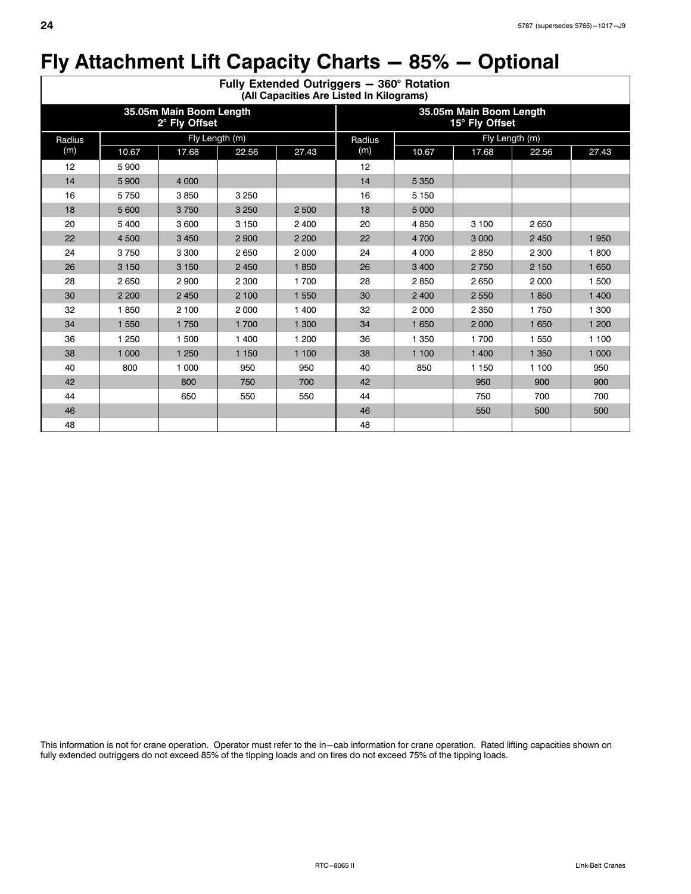# Fly Attachment Lift Capacity Charts — 85% — Optional

| Fully Extended Outriggers — 360° Rotation (All Capacities Are Listed In Kilograms) | | | | | | | | | |
|---|---|---|---|---|---|---|---|---|---|
| 35.05m Main Boom Length 2° Fly Offset | | | | | 35.05m Main Boom Length 15° Fly Offset | | | | |
| Radius (m) | Fly Length (m) | | | | Radius (m) | Fly Length (m) | | | |
| | 10.67 | 17.68 | 22.56 | 27.43 | | 10.67 | 17.68 | 22.56 | 27.43 |
| 12 | 5 900 | | | | 12 | | | | |
| 14 | 5 900 | 4 000 | | | 14 | 5 350 | | | |
| 16 | 5 750 | 3 850 | 3 250 | | 16 | 5 150 | | | |
| 18 | 5 600 | 3 750 | 3 250 | 2 500 | 18 | 5 000 | | | |
| 20 | 5 400 | 3 600 | 3 150 | 2 400 | 20 | 4 850 | 3 100 | 2 650 | |
| 22 | 4 500 | 3 450 | 2 900 | 2 200 | 22 | 4 700 | 3 000 | 2 450 | 1 950 |
| 24 | 3 750 | 3 300 | 2 650 | 2 000 | 24 | 4 000 | 2 850 | 2 300 | 1 800 |
| 26 | 3 150 | 3 150 | 2 450 | 1 850 | 26 | 3 400 | 2 750 | 2 150 | 1 650 |
| 28 | 2 650 | 2 900 | 2 300 | 1 700 | 28 | 2 850 | 2 650 | 2 000 | 1 500 |
| 30 | 2 200 | 2 450 | 2 100 | 1 550 | 30 | 2 400 | 2 550 | 1 850 | 1 400 |
| 32 | 1 850 | 2 100 | 2 000 | 1 400 | 32 | 2 000 | 2 350 | 1 750 | 1 300 |
| 34 | 1 550 | 1 750 | 1 700 | 1 300 | 34 | 1 650 | 2 000 | 1 650 | 1 200 |
| 36 | 1 250 | 1 500 | 1 400 | 1 200 | 36 | 1 350 | 1 700 | 1 550 | 1 100 |
| 38 | 1 000 | 1 250 | 1 150 | 1 100 | 38 | 1 100 | 1 400 | 1 350 | 1 000 |
| 40 | 800 | 1 000 | 950 | 950 | 40 | 850 | 1 150 | 1 100 | 950 |
| 42 | | 800 | 750 | 700 | 42 | | 950 | 900 | 900 |
| 44 | | 650 | 550 | 550 | 44 | | 750 | 700 | 700 |
| 46 | | | | | 46 | | 550 | 500 | 500 |
| 48 | | | | | 48 | | | | |

This information is not for crane operation. Operator must refer to the in−cab information for crane operation. Rated lifting capacities shown on fully extended outriggers do not exceed 85% of the tipping loads and on tires do not exceed 75% of the tipping loads.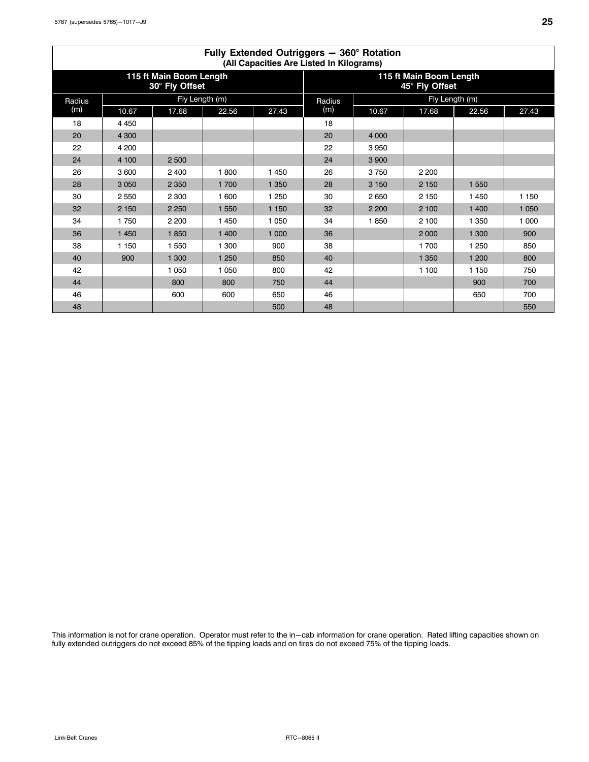## Fully Extended Outriggers — 360° Rotation
### (All Capacities Are Listed In Kilograms)

| 115 ft Main Boom Length 30° Fly Offset | | | | | 115 ft Main Boom Length 45° Fly Offset | | | | |
|---|---|---|---|---|---|---|---|---|---|
| Radius (m) | Fly Length (m) | | | | Radius (m) | Fly Length (m) | | | |
| | 10.67 | 17.68 | 22.56 | 27.43 | | 10.67 | 17.68 | 22.56 | 27.43 |
| 18 | 4 450 | | | | 18 | | | | |
| 20 | 4 300 | | | | 20 | 4 000 | | | |
| 22 | 4 200 | | | | 22 | 3 950 | | | |
| 24 | 4 100 | 2 500 | | | 24 | 3 900 | | | |
| 26 | 3 600 | 2 400 | 1 800 | 1 450 | 26 | 3 750 | 2 200 | | |
| 28 | 3 050 | 2 350 | 1 700 | 1 350 | 28 | 3 150 | 2 150 | 1 550 | |
| 30 | 2 550 | 2 300 | 1 600 | 1 250 | 30 | 2 650 | 2 150 | 1 450 | 1 150 |
| 32 | 2 150 | 2 250 | 1 550 | 1 150 | 32 | 2 200 | 2 100 | 1 400 | 1 050 |
| 34 | 1 750 | 2 200 | 1 450 | 1 050 | 34 | 1 850 | 2 100 | 1 350 | 1 000 |
| 36 | 1 450 | 1 850 | 1 400 | 1 000 | 36 | | 2 000 | 1 300 | 900 |
| 38 | 1 150 | 1 550 | 1 300 | 900 | 38 | | 1 700 | 1 250 | 850 |
| 40 | 900 | 1 300 | 1 250 | 850 | 40 | | 1 350 | 1 200 | 800 |
| 42 | | 1 050 | 1 050 | 800 | 42 | | 1 100 | 1 150 | 750 |
| 44 | | 800 | 800 | 750 | 44 | | | 900 | 700 |
| 46 | | 600 | 600 | 650 | 46 | | | 650 | 700 |
| 48 | | | | 500 | 48 | | | | 550 |

This information is not for crane operation. Operator must refer to the in−cab information for crane operation. Rated lifting capacities shown on fully extended outriggers do not exceed 85% of the tipping loads and on tires do not exceed 75% of the tipping loads.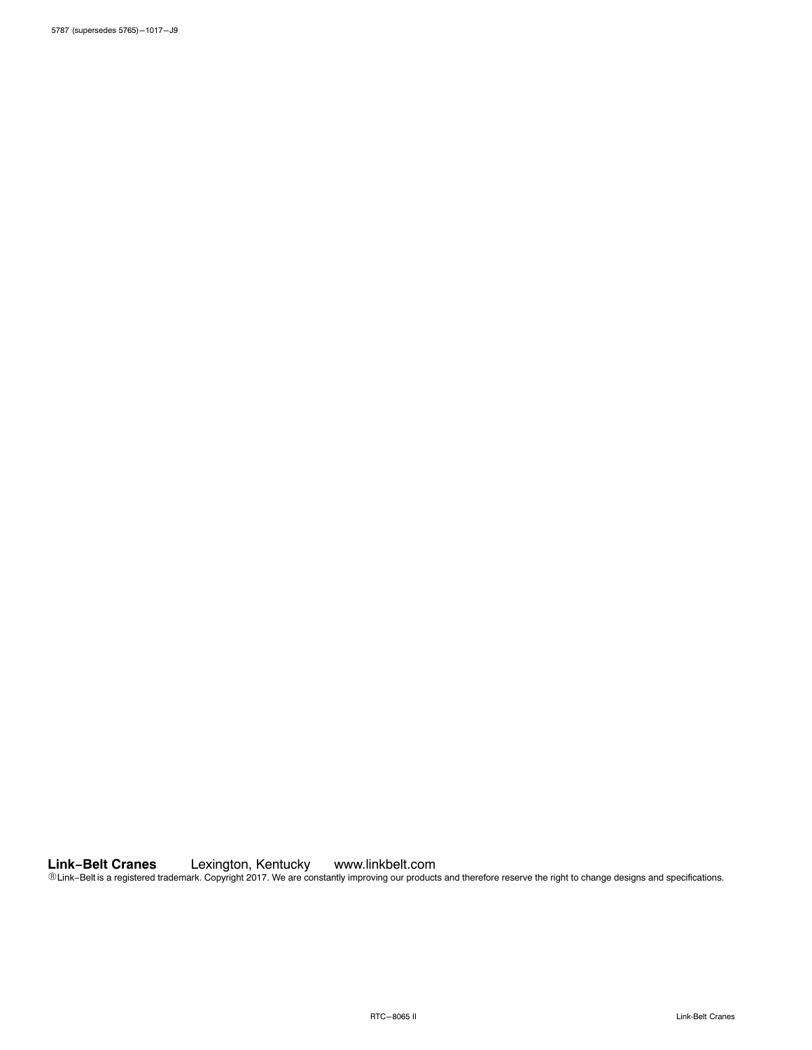5787 (supersedes 5765)—1017—J9

**Link-Belt Cranes** Lexington, Kentucky www.linkbelt.com

®Link-Belt is a registered trademark. Copyright 2017. We are constantly improving our products and therefore reserve the right to change designs and specifications.